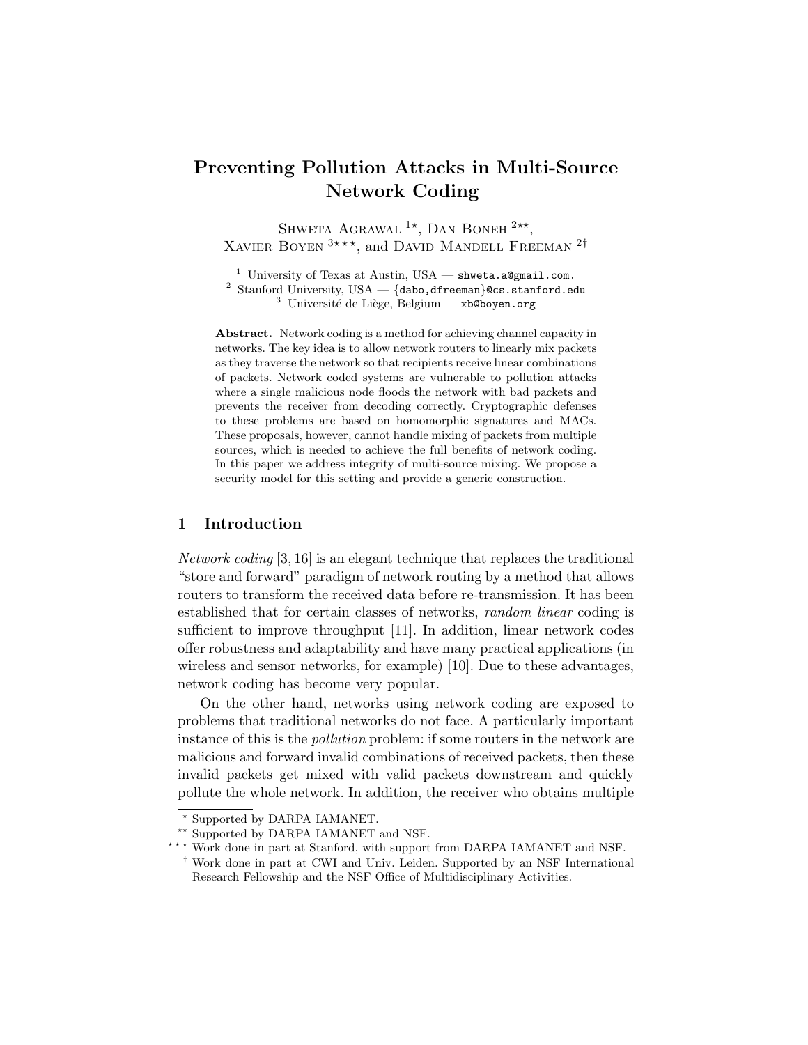# Preventing Pollution Attacks in Multi-Source Network Coding

Shweta Agrawal [1⋆], Dan Boneh [2⋆⋆], Xavier Boyen [3⋆⋆⋆], and David Mandell Freeman [2†]

[1] University of Texas at Austin, USA — shweta.a@gmail.com.
[2] Stanford University, USA — {dabo,dfreeman}@cs.stanford.edu
[3] Université de Liège, Belgium — xb@boyen.org

**Abstract.** Network coding is a method for achieving channel capacity in networks. The key idea is to allow network routers to linearly mix packets as they traverse the network so that recipients receive linear combinations of packets. Network coded systems are vulnerable to pollution attacks where a single malicious node floods the network with bad packets and prevents the receiver from decoding correctly. Cryptographic defenses to these problems are based on homomorphic signatures and MACs. These proposals, however, cannot handle mixing of packets from multiple sources, which is needed to achieve the full benefits of network coding. In this paper we address integrity of multi-source mixing. We propose a security model for this setting and provide a generic construction.

## 1 Introduction

*Network coding* [3, 16] is an elegant technique that replaces the traditional "store and forward" paradigm of network routing by a method that allows routers to transform the received data before re-transmission. It has been established that for certain classes of networks, *random linear* coding is sufficient to improve throughput [11]. In addition, linear network codes offer robustness and adaptability and have many practical applications (in wireless and sensor networks, for example) [10]. Due to these advantages, network coding has become very popular.

On the other hand, networks using network coding are exposed to problems that traditional networks do not face. A particularly important instance of this is the *pollution* problem: if some routers in the network are malicious and forward invalid combinations of received packets, then these invalid packets get mixed with valid packets downstream and quickly pollute the whole network. In addition, the receiver who obtains multiple

⋆ Supported by DARPA IAMANET.
⋆⋆ Supported by DARPA IAMANET and NSF.
⋆⋆⋆ Work done in part at Stanford, with support from DARPA IAMANET and NSF.
† Work done in part at CWI and Univ. Leiden. Supported by an NSF International Research Fellowship and the NSF Office of Multidisciplinary Activities.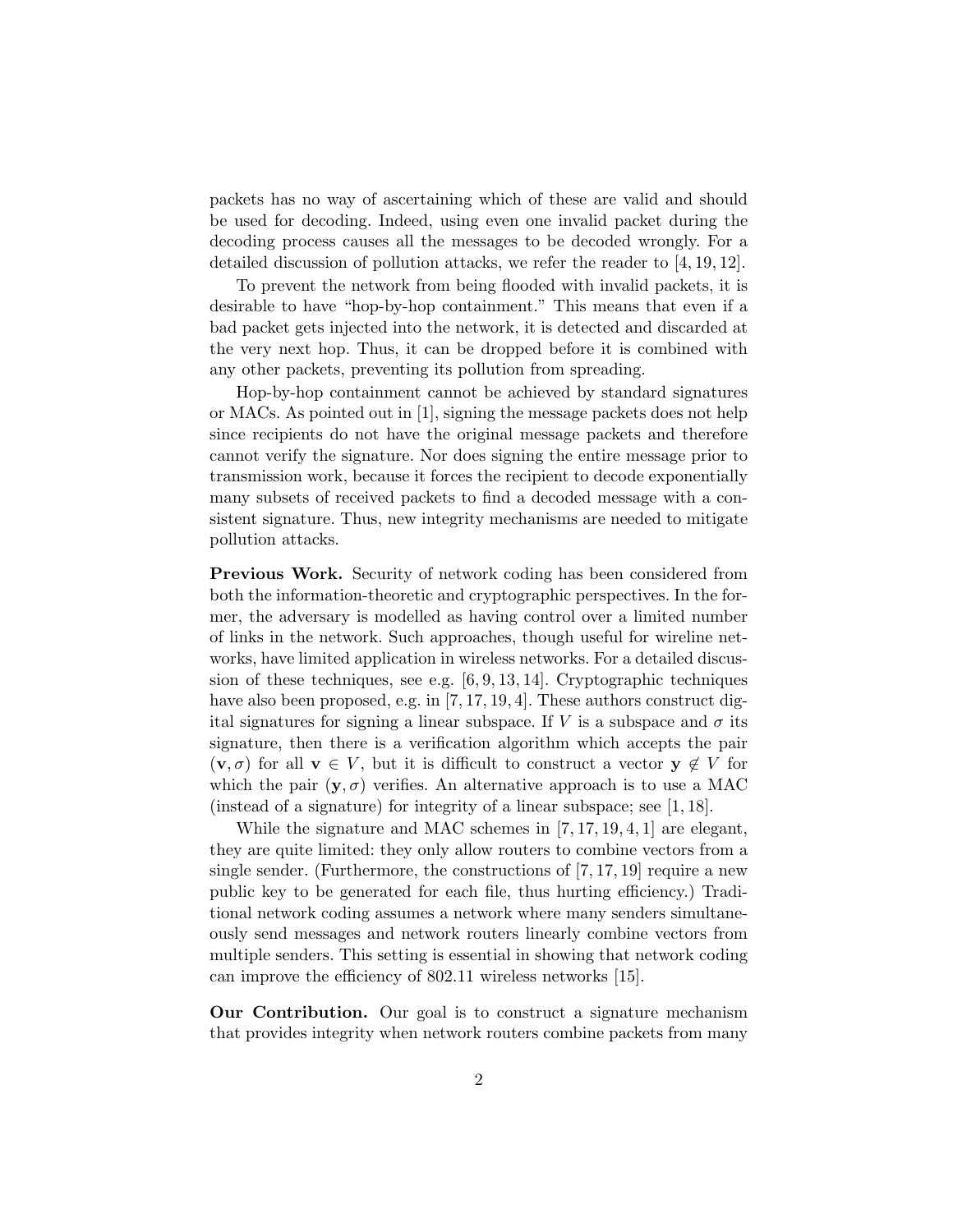packets has no way of ascertaining which of these are valid and should be used for decoding. Indeed, using even one invalid packet during the decoding process causes all the messages to be decoded wrongly. For a detailed discussion of pollution attacks, we refer the reader to [4, 19, 12].

To prevent the network from being flooded with invalid packets, it is desirable to have "hop-by-hop containment." This means that even if a bad packet gets injected into the network, it is detected and discarded at the very next hop. Thus, it can be dropped before it is combined with any other packets, preventing its pollution from spreading.

Hop-by-hop containment cannot be achieved by standard signatures or MACs. As pointed out in [1], signing the message packets does not help since recipients do not have the original message packets and therefore cannot verify the signature. Nor does signing the entire message prior to transmission work, because it forces the recipient to decode exponentially many subsets of received packets to find a decoded message with a consistent signature. Thus, new integrity mechanisms are needed to mitigate pollution attacks.

**Previous Work.** Security of network coding has been considered from both the information-theoretic and cryptographic perspectives. In the former, the adversary is modelled as having control over a limited number of links in the network. Such approaches, though useful for wireline networks, have limited application in wireless networks. For a detailed discussion of these techniques, see e.g. [6, 9, 13, 14]. Cryptographic techniques have also been proposed, e.g. in [7, 17, 19, 4]. These authors construct digital signatures for signing a linear subspace. If $V$ is a subspace and $\sigma$ its signature, then there is a verification algorithm which accepts the pair $(\mathbf{v}, \sigma)$ for all $\mathbf{v} \in V$, but it is difficult to construct a vector $\mathbf{y} \notin V$ for which the pair $(\mathbf{y}, \sigma)$ verifies. An alternative approach is to use a MAC (instead of a signature) for integrity of a linear subspace; see [1, 18].

While the signature and MAC schemes in [7, 17, 19, 4, 1] are elegant, they are quite limited: they only allow routers to combine vectors from a single sender. (Furthermore, the constructions of [7, 17, 19] require a new public key to be generated for each file, thus hurting efficiency.) Traditional network coding assumes a network where many senders simultaneously send messages and network routers linearly combine vectors from multiple senders. This setting is essential in showing that network coding can improve the efficiency of 802.11 wireless networks [15].

**Our Contribution.** Our goal is to construct a signature mechanism that provides integrity when network routers combine packets from many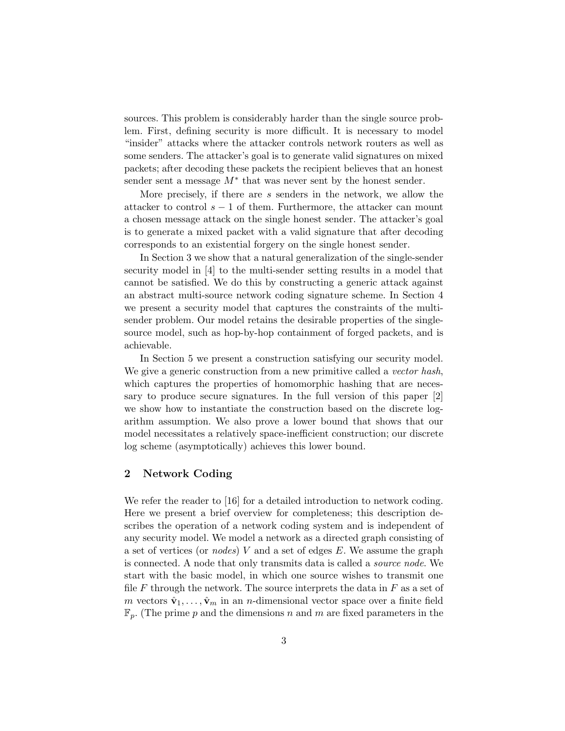sources. This problem is considerably harder than the single source problem. First, defining security is more difficult. It is necessary to model "insider" attacks where the attacker controls network routers as well as some senders. The attacker's goal is to generate valid signatures on mixed packets; after decoding these packets the recipient believes that an honest sender sent a message $M^*$ that was never sent by the honest sender.

More precisely, if there are $s$ senders in the network, we allow the attacker to control $s-1$ of them. Furthermore, the attacker can mount a chosen message attack on the single honest sender. The attacker's goal is to generate a mixed packet with a valid signature that after decoding corresponds to an existential forgery on the single honest sender.

In Section 3 we show that a natural generalization of the single-sender security model in [4] to the multi-sender setting results in a model that cannot be satisfied. We do this by constructing a generic attack against an abstract multi-source network coding signature scheme. In Section 4 we present a security model that captures the constraints of the multi-sender problem. Our model retains the desirable properties of the single-source model, such as hop-by-hop containment of forged packets, and is achievable.

In Section 5 we present a construction satisfying our security model. We give a generic construction from a new primitive called a *vector hash*, which captures the properties of homomorphic hashing that are necessary to produce secure signatures. In the full version of this paper [2] we show how to instantiate the construction based on the discrete logarithm assumption. We also prove a lower bound that shows that our model necessitates a relatively space-inefficient construction; our discrete log scheme (asymptotically) achieves this lower bound.

## 2 Network Coding

We refer the reader to [16] for a detailed introduction to network coding. Here we present a brief overview for completeness; this description describes the operation of a network coding system and is independent of any security model. We model a network as a directed graph consisting of a set of vertices (or *nodes*) $V$ and a set of edges $E$. We assume the graph is connected. A node that only transmits data is called a *source node*. We start with the basic model, in which one source wishes to transmit one file $F$ through the network. The source interprets the data in $F$ as a set of $m$ vectors $\hat{\mathbf{v}}_1, \ldots, \hat{\mathbf{v}}_m$ in an $n$-dimensional vector space over a finite field $\mathbb{F}_p$. (The prime $p$ and the dimensions $n$ and $m$ are fixed parameters in the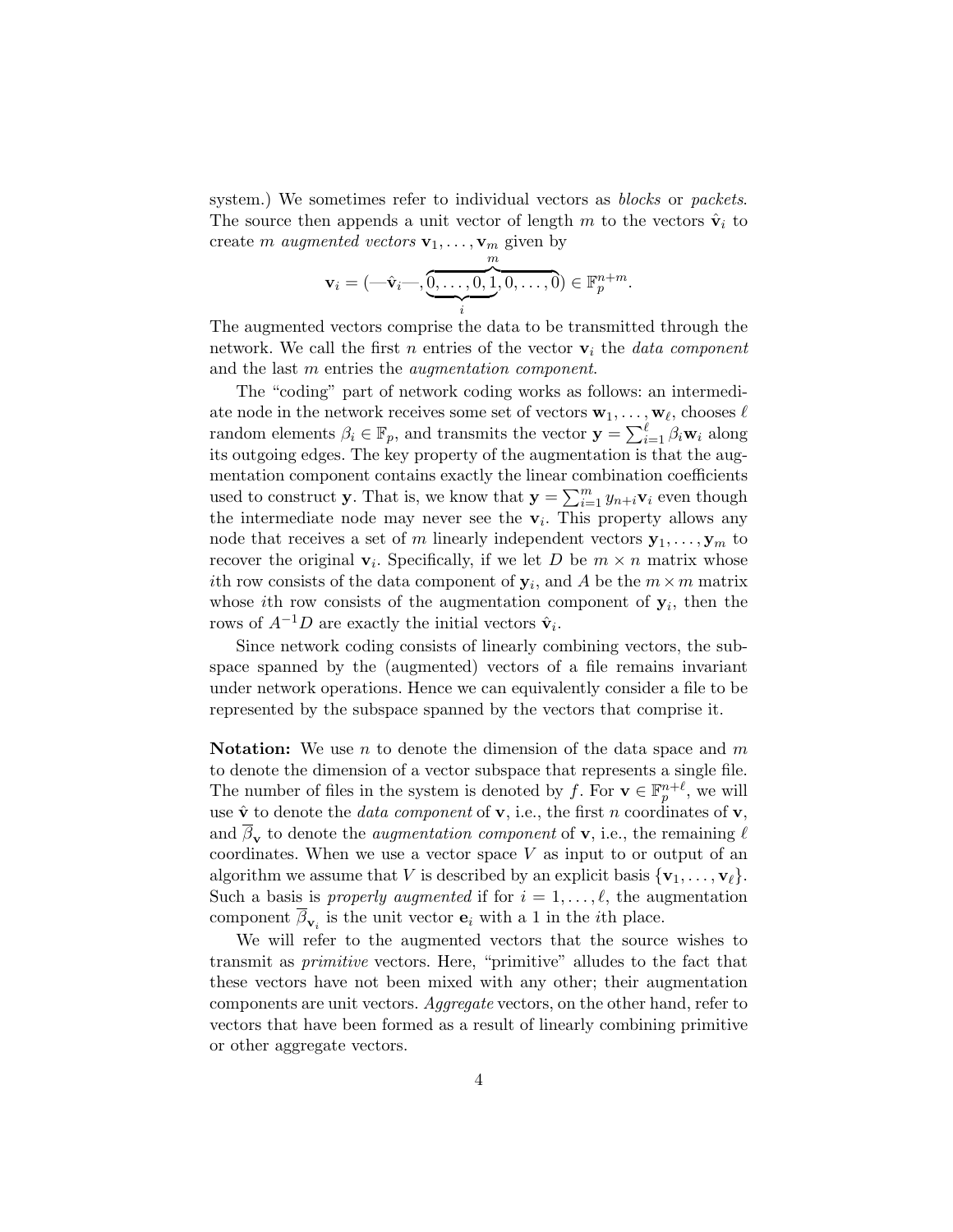system.) We sometimes refer to individual vectors as *blocks* or *packets*. The source then appends a unit vector of length $m$ to the vectors $\hat{\mathbf{v}}_i$ to create $m$ *augmented vectors* $\mathbf{v}_1, \ldots, \mathbf{v}_m$ given by

$$\mathbf{v}_i = (\text{---}\hat{\mathbf{v}}_i\text{---}, \overbrace{\underbrace{0, \ldots, 0, 1}_{i}, 0, \ldots, 0}^{m}) \in \mathbb{F}_p^{n+m}.$$

The augmented vectors comprise the data to be transmitted through the network. We call the first $n$ entries of the vector $\mathbf{v}_i$ the *data component* and the last $m$ entries the *augmentation component*.

The "coding" part of network coding works as follows: an intermediate node in the network receives some set of vectors $\mathbf{w}_1, \ldots, \mathbf{w}_\ell$, chooses $\ell$ random elements $\beta_i \in \mathbb{F}_p$, and transmits the vector $\mathbf{y} = \sum_{i=1}^{\ell} \beta_i \mathbf{w}_i$ along its outgoing edges. The key property of the augmentation is that the augmentation component contains exactly the linear combination coefficients used to construct $\mathbf{y}$. That is, we know that $\mathbf{y} = \sum_{i=1}^{m} y_{n+i} \mathbf{v}_i$ even though the intermediate node may never see the $\mathbf{v}_i$. This property allows any node that receives a set of $m$ linearly independent vectors $\mathbf{y}_1, \ldots, \mathbf{y}_m$ to recover the original $\mathbf{v}_i$. Specifically, if we let $D$ be $m \times n$ matrix whose $i$th row consists of the data component of $\mathbf{y}_i$, and $A$ be the $m \times m$ matrix whose $i$th row consists of the augmentation component of $\mathbf{y}_i$, then the rows of $A^{-1}D$ are exactly the initial vectors $\hat{\mathbf{v}}_i$.

Since network coding consists of linearly combining vectors, the subspace spanned by the (augmented) vectors of a file remains invariant under network operations. Hence we can equivalently consider a file to be represented by the subspace spanned by the vectors that comprise it.

**Notation:** We use $n$ to denote the dimension of the data space and $m$ to denote the dimension of a vector subspace that represents a single file. The number of files in the system is denoted by $f$. For $\mathbf{v} \in \mathbb{F}_p^{n+\ell}$, we will use $\hat{\mathbf{v}}$ to denote the *data component* of $\mathbf{v}$, i.e., the first $n$ coordinates of $\mathbf{v}$, and $\overline{\beta}_{\mathbf{v}}$ to denote the *augmentation component* of $\mathbf{v}$, i.e., the remaining $\ell$ coordinates. When we use a vector space $V$ as input to or output of an algorithm we assume that $V$ is described by an explicit basis $\{\mathbf{v}_1, \ldots, \mathbf{v}_\ell\}$. Such a basis is *properly augmented* if for $i = 1, \ldots, \ell$, the augmentation component $\overline{\beta}_{\mathbf{v}_i}$ is the unit vector $\mathbf{e}_i$ with a 1 in the $i$th place.

We will refer to the augmented vectors that the source wishes to transmit as *primitive* vectors. Here, "primitive" alludes to the fact that these vectors have not been mixed with any other; their augmentation components are unit vectors. *Aggregate* vectors, on the other hand, refer to vectors that have been formed as a result of linearly combining primitive or other aggregate vectors.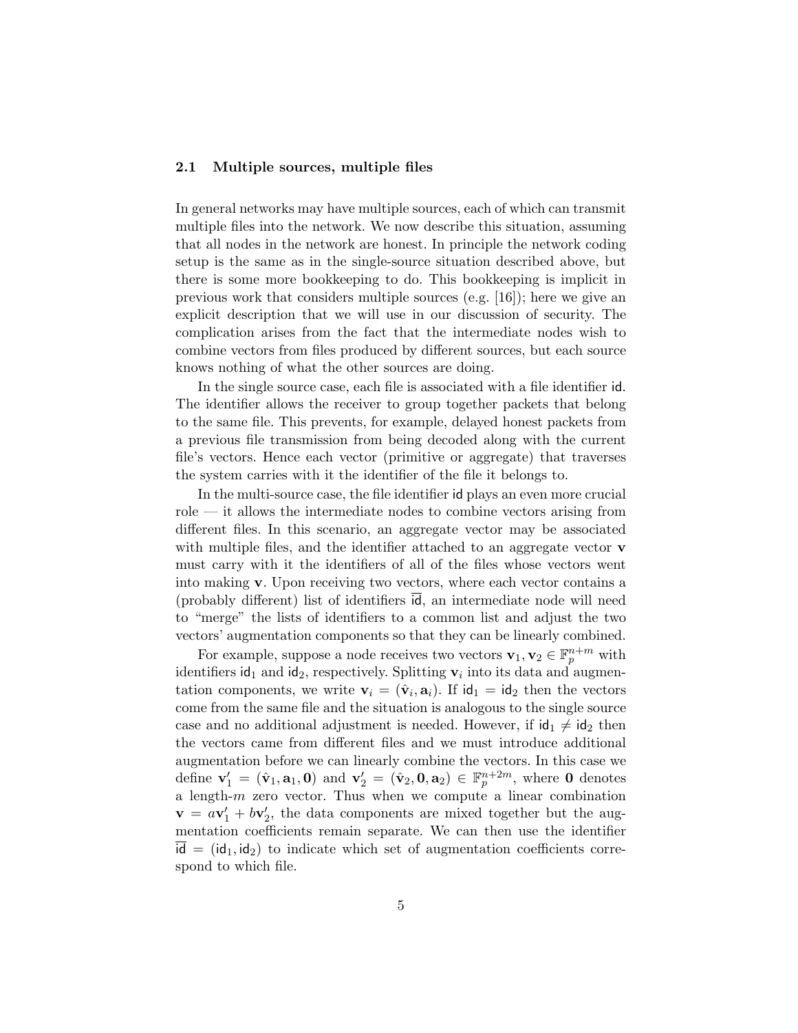### 2.1 Multiple sources, multiple files

In general networks may have multiple sources, each of which can transmit multiple files into the network. We now describe this situation, assuming that all nodes in the network are honest. In principle the network coding setup is the same as in the single-source situation described above, but there is some more bookkeeping to do. This bookkeeping is implicit in previous work that considers multiple sources (e.g. [16]); here we give an explicit description that we will use in our discussion of security. The complication arises from the fact that the intermediate nodes wish to combine vectors from files produced by different sources, but each source knows nothing of what the other sources are doing.

In the single source case, each file is associated with a file identifier $\mathsf{id}$. The identifier allows the receiver to group together packets that belong to the same file. This prevents, for example, delayed honest packets from a previous file transmission from being decoded along with the current file's vectors. Hence each vector (primitive or aggregate) that traverses the system carries with it the identifier of the file it belongs to.

In the multi-source case, the file identifier $\mathsf{id}$ plays an even more crucial role — it allows the intermediate nodes to combine vectors arising from different files. In this scenario, an aggregate vector may be associated with multiple files, and the identifier attached to an aggregate vector $\mathbf{v}$ must carry with it the identifiers of all of the files whose vectors went into making $\mathbf{v}$. Upon receiving two vectors, where each vector contains a (probably different) list of identifiers $\overline{\mathsf{id}}$, an intermediate node will need to "merge" the lists of identifiers to a common list and adjust the two vectors' augmentation components so that they can be linearly combined.

For example, suppose a node receives two vectors $\mathbf{v}_1, \mathbf{v}_2 \in \mathbb{F}_p^{n+m}$ with identifiers $\mathsf{id}_1$ and $\mathsf{id}_2$, respectively. Splitting $\mathbf{v}_i$ into its data and augmentation components, we write $\mathbf{v}_i = (\hat{\mathbf{v}}_i, \mathbf{a}_i)$. If $\mathsf{id}_1 = \mathsf{id}_2$ then the vectors come from the same file and the situation is analogous to the single source case and no additional adjustment is needed. However, if $\mathsf{id}_1 \neq \mathsf{id}_2$ then the vectors came from different files and we must introduce additional augmentation before we can linearly combine the vectors. In this case we define $\mathbf{v}'_1 = (\hat{\mathbf{v}}_1, \mathbf{a}_1, \mathbf{0})$ and $\mathbf{v}'_2 = (\hat{\mathbf{v}}_2, \mathbf{0}, \mathbf{a}_2) \in \mathbb{F}_p^{n+2m}$, where $\mathbf{0}$ denotes a length-$m$ zero vector. Thus when we compute a linear combination $\mathbf{v} = a\mathbf{v}'_1 + b\mathbf{v}'_2$, the data components are mixed together but the augmentation coefficients remain separate. We can then use the identifier $\overline{\mathsf{id}} = (\mathsf{id}_1, \mathsf{id}_2)$ to indicate which set of augmentation coefficients correspond to which file.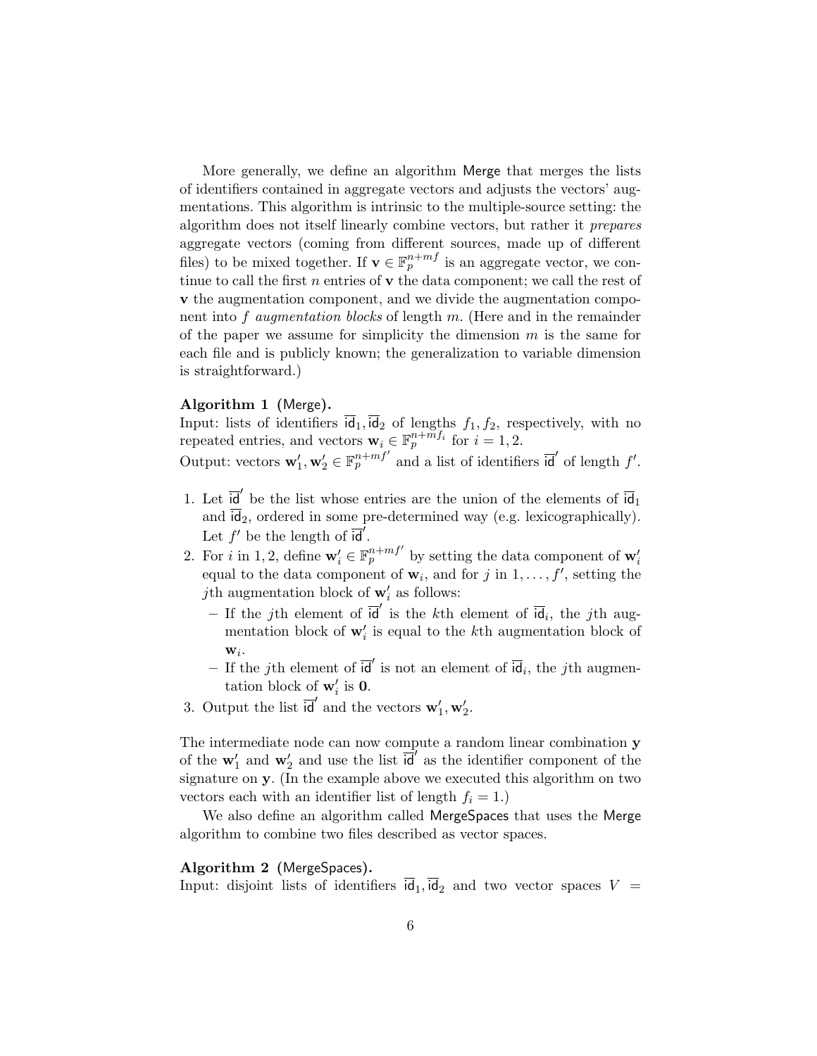More generally, we define an algorithm Merge that merges the lists of identifiers contained in aggregate vectors and adjusts the vectors' augmentations. This algorithm is intrinsic to the multiple-source setting: the algorithm does not itself linearly combine vectors, but rather it *prepares* aggregate vectors (coming from different sources, made up of different files) to be mixed together. If $\mathbf{v} \in \mathbb{F}_p^{n+mf}$ is an aggregate vector, we continue to call the first $n$ entries of $\mathbf{v}$ the data component; we call the rest of $\mathbf{v}$ the augmentation component, and we divide the augmentation component into $f$ *augmentation blocks* of length $m$. (Here and in the remainder of the paper we assume for simplicity the dimension $m$ is the same for each file and is publicly known; the generalization to variable dimension is straightforward.)

**Algorithm 1** **(Merge).**
Input: lists of identifiers $\overline{\mathsf{id}}_1, \overline{\mathsf{id}}_2$ of lengths $f_1, f_2$, respectively, with no repeated entries, and vectors $\mathbf{w}_i \in \mathbb{F}_p^{n+mf_i}$ for $i = 1, 2$.
Output: vectors $\mathbf{w}'_1, \mathbf{w}'_2 \in \mathbb{F}_p^{n+mf'}$ and a list of identifiers $\overline{\mathsf{id}}'$ of length $f'$.

1. Let $\overline{\mathsf{id}}'$ be the list whose entries are the union of the elements of $\overline{\mathsf{id}}_1$ and $\overline{\mathsf{id}}_2$, ordered in some pre-determined way (e.g. lexicographically). Let $f'$ be the length of $\overline{\mathsf{id}}'$.
2. For $i$ in $1, 2$, define $\mathbf{w}'_i \in \mathbb{F}_p^{n+mf'}$ by setting the data component of $\mathbf{w}'_i$ equal to the data component of $\mathbf{w}_i$, and for $j$ in $1, \ldots, f'$, setting the $j$th augmentation block of $\mathbf{w}'_i$ as follows:
   - If the $j$th element of $\overline{\mathsf{id}}'$ is the $k$th element of $\overline{\mathsf{id}}_i$, the $j$th augmentation block of $\mathbf{w}'_i$ is equal to the $k$th augmentation block of $\mathbf{w}_i$.
   - If the $j$th element of $\overline{\mathsf{id}}'$ is not an element of $\overline{\mathsf{id}}_i$, the $j$th augmentation block of $\mathbf{w}'_i$ is $\mathbf{0}$.
3. Output the list $\overline{\mathsf{id}}'$ and the vectors $\mathbf{w}'_1, \mathbf{w}'_2$.

The intermediate node can now compute a random linear combination $\mathbf{y}$ of the $\mathbf{w}'_1$ and $\mathbf{w}'_2$ and use the list $\overline{\mathsf{id}}'$ as the identifier component of the signature on $\mathbf{y}$. (In the example above we executed this algorithm on two vectors each with an identifier list of length $f_i = 1$.)

We also define an algorithm called MergeSpaces that uses the Merge algorithm to combine two files described as vector spaces.

**Algorithm 2** **(MergeSpaces).**
Input: disjoint lists of identifiers $\overline{\mathsf{id}}_1, \overline{\mathsf{id}}_2$ and two vector spaces $V =$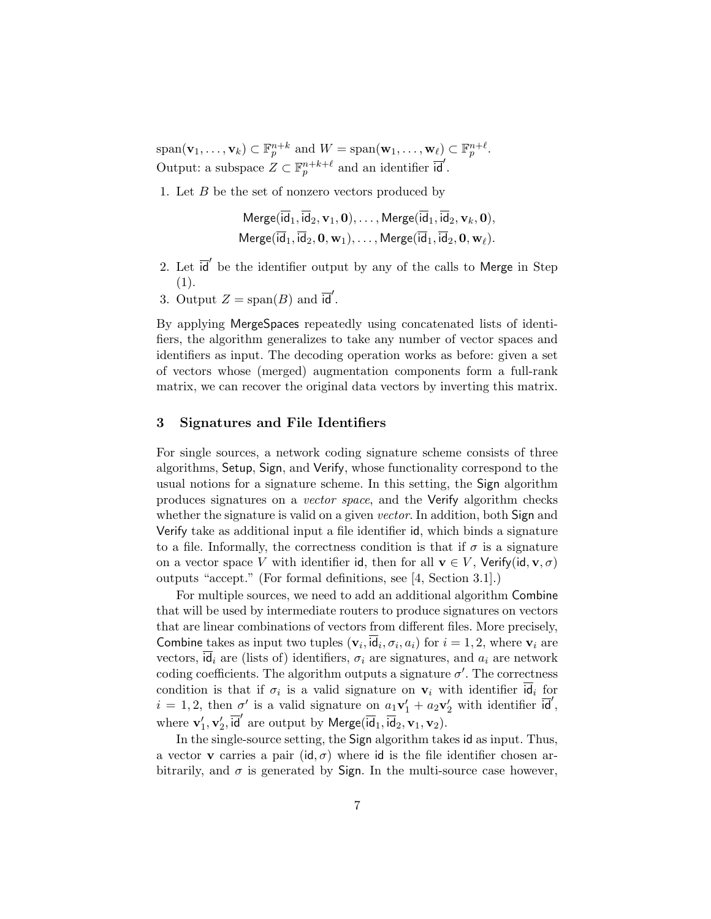$\text{span}(\mathbf{v}_1, \ldots, \mathbf{v}_k) \subset \mathbb{F}_p^{n+k}$ and $W = \text{span}(\mathbf{w}_1, \ldots, \mathbf{w}_\ell) \subset \mathbb{F}_p^{n+\ell}$.
Output: a subspace $Z \subset \mathbb{F}_p^{n+k+\ell}$ and an identifier $\overline{\mathsf{id}}'$.

1. Let $B$ be the set of nonzero vectors produced by

$$\mathsf{Merge}(\overline{\mathsf{id}}_1, \overline{\mathsf{id}}_2, \mathbf{v}_1, \mathbf{0}), \ldots, \mathsf{Merge}(\overline{\mathsf{id}}_1, \overline{\mathsf{id}}_2, \mathbf{v}_k, \mathbf{0}),$$
$$\mathsf{Merge}(\overline{\mathsf{id}}_1, \overline{\mathsf{id}}_2, \mathbf{0}, \mathbf{w}_1), \ldots, \mathsf{Merge}(\overline{\mathsf{id}}_1, \overline{\mathsf{id}}_2, \mathbf{0}, \mathbf{w}_\ell).$$

2. Let $\overline{\mathsf{id}}'$ be the identifier output by any of the calls to Merge in Step (1).
3. Output $Z = \text{span}(B)$ and $\overline{\mathsf{id}}'$.

By applying MergeSpaces repeatedly using concatenated lists of identifiers, the algorithm generalizes to take any number of vector spaces and identifiers as input. The decoding operation works as before: given a set of vectors whose (merged) augmentation components form a full-rank matrix, we can recover the original data vectors by inverting this matrix.

## 3 Signatures and File Identifiers

For single sources, a network coding signature scheme consists of three algorithms, Setup, Sign, and Verify, whose functionality correspond to the usual notions for a signature scheme. In this setting, the Sign algorithm produces signatures on a *vector space*, and the Verify algorithm checks whether the signature is valid on a given *vector*. In addition, both Sign and Verify take as additional input a file identifier id, which binds a signature to a file. Informally, the correctness condition is that if $\sigma$ is a signature on a vector space $V$ with identifier id, then for all $\mathbf{v} \in V$, $\mathsf{Verify}(\mathsf{id}, \mathbf{v}, \sigma)$ outputs "accept." (For formal definitions, see [4, Section 3.1].)

For multiple sources, we need to add an additional algorithm Combine that will be used by intermediate routers to produce signatures on vectors that are linear combinations of vectors from different files. More precisely, Combine takes as input two tuples $(\mathbf{v}_i, \overline{\mathsf{id}}_i, \sigma_i, a_i)$ for $i = 1, 2$, where $\mathbf{v}_i$ are vectors, $\overline{\mathsf{id}}_i$ are (lists of) identifiers, $\sigma_i$ are signatures, and $a_i$ are network coding coefficients. The algorithm outputs a signature $\sigma'$. The correctness condition is that if $\sigma_i$ is a valid signature on $\mathbf{v}_i$ with identifier $\overline{\mathsf{id}}_i$ for $i = 1, 2$, then $\sigma'$ is a valid signature on $a_1\mathbf{v}_1' + a_2\mathbf{v}_2'$ with identifier $\overline{\mathsf{id}}'$, where $\mathbf{v}_1', \mathbf{v}_2', \overline{\mathsf{id}}'$ are output by $\mathsf{Merge}(\overline{\mathsf{id}}_1, \overline{\mathsf{id}}_2, \mathbf{v}_1, \mathbf{v}_2)$.

In the single-source setting, the Sign algorithm takes id as input. Thus, a vector $\mathbf{v}$ carries a pair $(\mathsf{id}, \sigma)$ where id is the file identifier chosen arbitrarily, and $\sigma$ is generated by Sign. In the multi-source case however,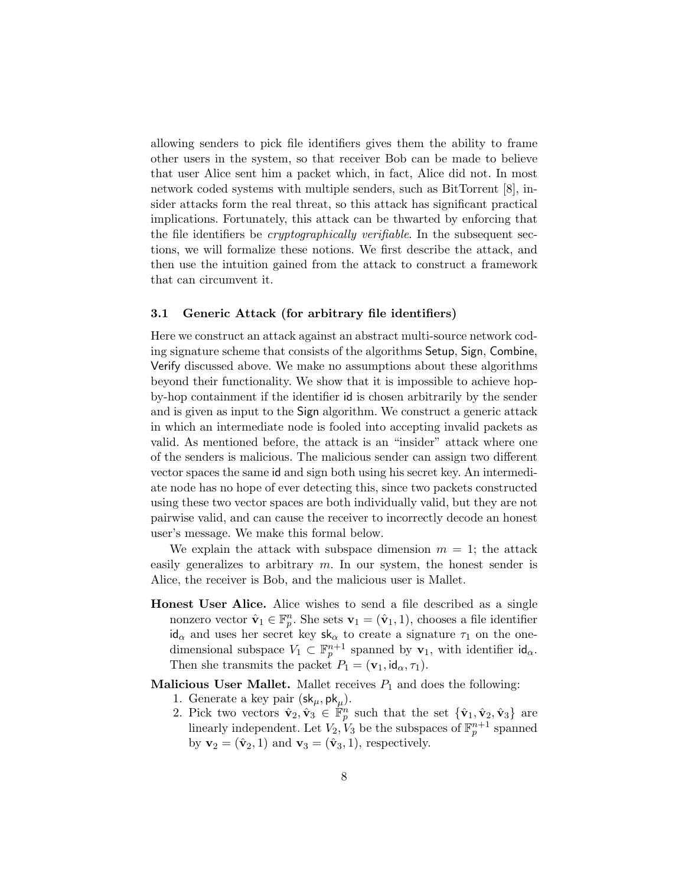allowing senders to pick file identifiers gives them the ability to frame other users in the system, so that receiver Bob can be made to believe that user Alice sent him a packet which, in fact, Alice did not. In most network coded systems with multiple senders, such as BitTorrent [8], insider attacks form the real threat, so this attack has significant practical implications. Fortunately, this attack can be thwarted by enforcing that the file identifiers be *cryptographically verifiable*. In the subsequent sections, we will formalize these notions. We first describe the attack, and then use the intuition gained from the attack to construct a framework that can circumvent it.

### 3.1 Generic Attack (for arbitrary file identifiers)

Here we construct an attack against an abstract multi-source network coding signature scheme that consists of the algorithms Setup, Sign, Combine, Verify discussed above. We make no assumptions about these algorithms beyond their functionality. We show that it is impossible to achieve hop-by-hop containment if the identifier id is chosen arbitrarily by the sender and is given as input to the Sign algorithm. We construct a generic attack in which an intermediate node is fooled into accepting invalid packets as valid. As mentioned before, the attack is an "insider" attack where one of the senders is malicious. The malicious sender can assign two different vector spaces the same id and sign both using his secret key. An intermediate node has no hope of ever detecting this, since two packets constructed using these two vector spaces are both individually valid, but they are not pairwise valid, and can cause the receiver to incorrectly decode an honest user's message. We make this formal below.

We explain the attack with subspace dimension $m = 1$; the attack easily generalizes to arbitrary $m$. In our system, the honest sender is Alice, the receiver is Bob, and the malicious user is Mallet.

**Honest User Alice.** Alice wishes to send a file described as a single nonzero vector $\hat{\mathbf{v}}_1 \in \mathbb{F}_p^n$. She sets $\mathbf{v}_1 = (\hat{\mathbf{v}}_1, 1)$, chooses a file identifier $\mathsf{id}_\alpha$ and uses her secret key $\mathsf{sk}_\alpha$ to create a signature $\tau_1$ on the one-dimensional subspace $V_1 \subset \mathbb{F}_p^{n+1}$ spanned by $\mathbf{v}_1$, with identifier $\mathsf{id}_\alpha$. Then she transmits the packet $P_1 = (\mathbf{v}_1, \mathsf{id}_\alpha, \tau_1)$.

**Malicious User Mallet.** Mallet receives $P_1$ and does the following:

1. Generate a key pair $(\mathsf{sk}_\mu, \mathsf{pk}_\mu)$.
2. Pick two vectors $\hat{\mathbf{v}}_2, \hat{\mathbf{v}}_3 \in \mathbb{F}_p^n$ such that the set $\{\hat{\mathbf{v}}_1, \hat{\mathbf{v}}_2, \hat{\mathbf{v}}_3\}$ are linearly independent. Let $V_2, V_3$ be the subspaces of $\mathbb{F}_p^{n+1}$ spanned by $\mathbf{v}_2 = (\hat{\mathbf{v}}_2, 1)$ and $\mathbf{v}_3 = (\hat{\mathbf{v}}_3, 1)$, respectively.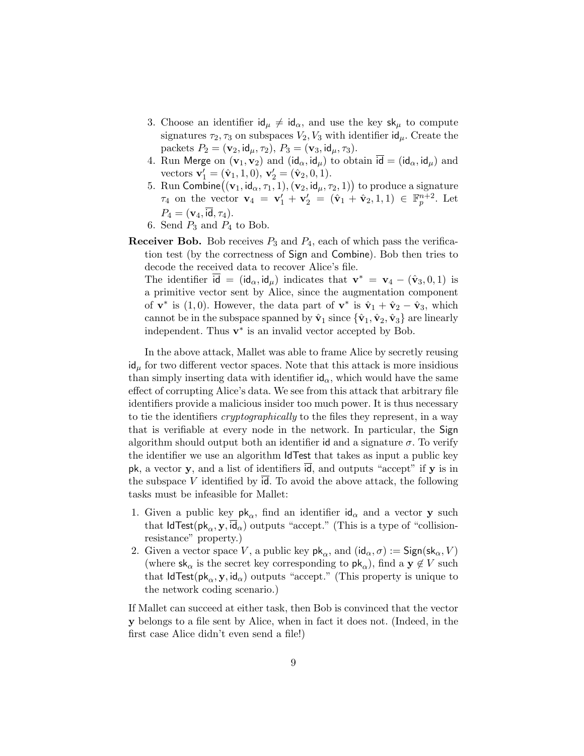3. Choose an identifier $\mathsf{id}_\mu \neq \mathsf{id}_\alpha$, and use the key $\mathsf{sk}_\mu$ to compute signatures $\tau_2, \tau_3$ on subspaces $V_2, V_3$ with identifier $\mathsf{id}_\mu$. Create the packets $P_2 = (\mathbf{v}_2, \mathsf{id}_\mu, \tau_2)$, $P_3 = (\mathbf{v}_3, \mathsf{id}_\mu, \tau_3)$.
4. Run $\mathsf{Merge}$ on $(\mathbf{v}_1, \mathbf{v}_2)$ and $(\mathsf{id}_\alpha, \mathsf{id}_\mu)$ to obtain $\overline{\mathsf{id}} = (\mathsf{id}_\alpha, \mathsf{id}_\mu)$ and vectors $\mathbf{v}_1' = (\hat{\mathbf{v}}_1, 1, 0)$, $\mathbf{v}_2' = (\hat{\mathbf{v}}_2, 0, 1)$.
5. Run $\mathsf{Combine}\big((\mathbf{v}_1, \mathsf{id}_\alpha, \tau_1, 1), (\mathbf{v}_2, \mathsf{id}_\mu, \tau_2, 1)\big)$ to produce a signature $\tau_4$ on the vector $\mathbf{v}_4 = \mathbf{v}_1' + \mathbf{v}_2' = (\hat{\mathbf{v}}_1 + \hat{\mathbf{v}}_2, 1, 1) \in \mathbb{F}_p^{n+2}$. Let $P_4 = (\mathbf{v}_4, \overline{\mathsf{id}}, \tau_4)$.
6. Send $P_3$ and $P_4$ to Bob.

**Receiver Bob.** Bob receives $P_3$ and $P_4$, each of which pass the verification test (by the correctness of $\mathsf{Sign}$ and $\mathsf{Combine}$). Bob then tries to decode the received data to recover Alice's file.
The identifier $\overline{\mathsf{id}} = (\mathsf{id}_\alpha, \mathsf{id}_\mu)$ indicates that $\mathbf{v}^* = \mathbf{v}_4 - (\hat{\mathbf{v}}_3, 0, 1)$ is a primitive vector sent by Alice, since the augmentation component of $\mathbf{v}^*$ is $(1, 0)$. However, the data part of $\mathbf{v}^*$ is $\hat{\mathbf{v}}_1 + \hat{\mathbf{v}}_2 - \hat{\mathbf{v}}_3$, which cannot be in the subspace spanned by $\hat{\mathbf{v}}_1$ since $\{\hat{\mathbf{v}}_1, \hat{\mathbf{v}}_2, \hat{\mathbf{v}}_3\}$ are linearly independent. Thus $\mathbf{v}^*$ is an invalid vector accepted by Bob.

In the above attack, Mallet was able to frame Alice by secretly reusing $\mathsf{id}_\mu$ for two different vector spaces. Note that this attack is more insidious than simply inserting data with identifier $\mathsf{id}_\alpha$, which would have the same effect of corrupting Alice's data. We see from this attack that arbitrary file identifiers provide a malicious insider too much power. It is thus necessary to tie the identifiers *cryptographically* to the files they represent, in a way that is verifiable at every node in the network. In particular, the $\mathsf{Sign}$ algorithm should output both an identifier $\mathsf{id}$ and a signature $\sigma$. To verify the identifier we use an algorithm $\mathsf{IdTest}$ that takes as input a public key $\mathsf{pk}$, a vector $\mathbf{y}$, and a list of identifiers $\overline{\mathsf{id}}$, and outputs "accept" if $\mathbf{y}$ is in the subspace $V$ identified by $\overline{\mathsf{id}}$. To avoid the above attack, the following tasks must be infeasible for Mallet:

1. Given a public key $\mathsf{pk}_\alpha$, find an identifier $\mathsf{id}_\alpha$ and a vector $\mathbf{y}$ such that $\mathsf{IdTest}(\mathsf{pk}_\alpha, \mathbf{y}, \overline{\mathsf{id}}_\alpha)$ outputs "accept." (This is a type of "collision-resistance" property.)
2. Given a vector space $V$, a public key $\mathsf{pk}_\alpha$, and $(\mathsf{id}_\alpha, \sigma) := \mathsf{Sign}(\mathsf{sk}_\alpha, V)$ (where $\mathsf{sk}_\alpha$ is the secret key corresponding to $\mathsf{pk}_\alpha$), find a $\mathbf{y} \notin V$ such that $\mathsf{IdTest}(\mathsf{pk}_\alpha, \mathbf{y}, \mathsf{id}_\alpha)$ outputs "accept." (This property is unique to the network coding scenario.)

If Mallet can succeed at either task, then Bob is convinced that the vector $\mathbf{y}$ belongs to a file sent by Alice, when in fact it does not. (Indeed, in the first case Alice didn't even send a file!)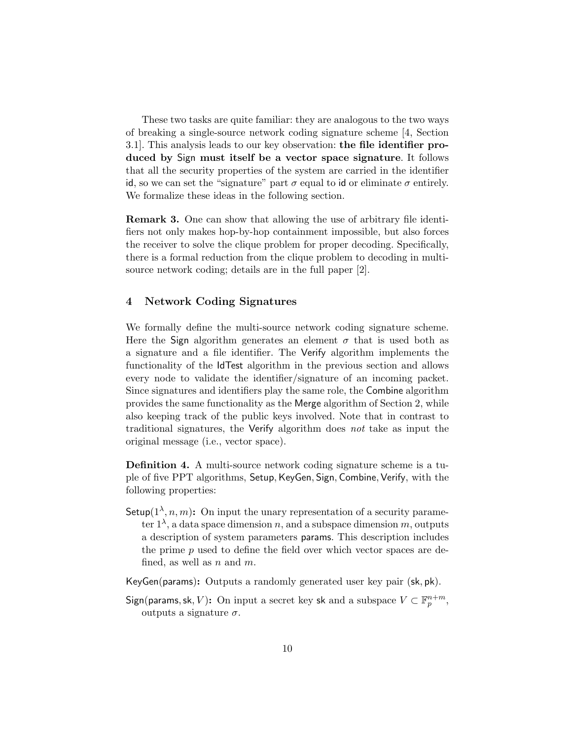These two tasks are quite familiar: they are analogous to the two ways of breaking a single-source network coding signature scheme [4, Section 3.1]. This analysis leads to our key observation: **the file identifier produced by Sign must itself be a vector space signature**. It follows that all the security properties of the system are carried in the identifier id, so we can set the "signature" part $\sigma$ equal to id or eliminate $\sigma$ entirely. We formalize these ideas in the following section.

**Remark 3.** One can show that allowing the use of arbitrary file identifiers not only makes hop-by-hop containment impossible, but also forces the receiver to solve the clique problem for proper decoding. Specifically, there is a formal reduction from the clique problem to decoding in multi-source network coding; details are in the full paper [2].

## 4 Network Coding Signatures

We formally define the multi-source network coding signature scheme. Here the Sign algorithm generates an element $\sigma$ that is used both as a signature and a file identifier. The Verify algorithm implements the functionality of the IdTest algorithm in the previous section and allows every node to validate the identifier/signature of an incoming packet. Since signatures and identifiers play the same role, the Combine algorithm provides the same functionality as the Merge algorithm of Section 2, while also keeping track of the public keys involved. Note that in contrast to traditional signatures, the Verify algorithm does *not* take as input the original message (i.e., vector space).

**Definition 4.** A multi-source network coding signature scheme is a tuple of five PPT algorithms, Setup, KeyGen, Sign, Combine, Verify, with the following properties:

**Setup($1^\lambda, n, m$):** On input the unary representation of a security parameter $1^\lambda$, a data space dimension $n$, and a subspace dimension $m$, outputs a description of system parameters params. This description includes the prime $p$ used to define the field over which vector spaces are defined, as well as $n$ and $m$.

**KeyGen(params):** Outputs a randomly generated user key pair (sk, pk).

**Sign(params, sk, $V$):** On input a secret key sk and a subspace $V \subset \mathbb{F}_p^{n+m}$, outputs a signature $\sigma$.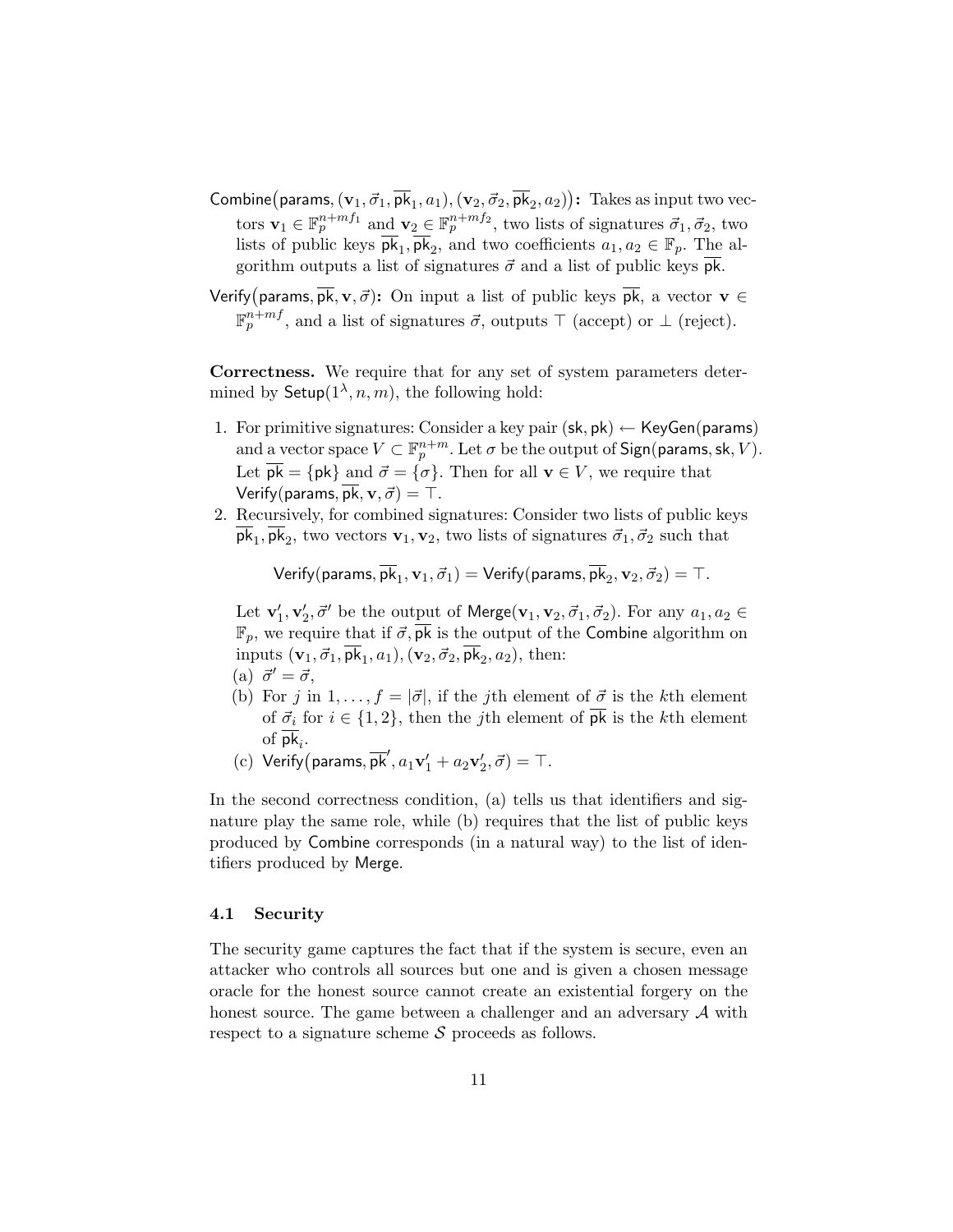$\mathsf{Combine}\big(\mathsf{params}, (\mathbf{v}_1, \vec{\sigma}_1, \overline{\mathsf{pk}}_1, a_1), (\mathbf{v}_2, \vec{\sigma}_2, \overline{\mathsf{pk}}_2, a_2)\big)$**:** Takes as input two vectors $\mathbf{v}_1 \in \mathbb{F}_p^{n+mf_1}$ and $\mathbf{v}_2 \in \mathbb{F}_p^{n+mf_2}$, two lists of signatures $\vec{\sigma}_1, \vec{\sigma}_2$, two lists of public keys $\overline{\mathsf{pk}}_1, \overline{\mathsf{pk}}_2$, and two coefficients $a_1, a_2 \in \mathbb{F}_p$. The algorithm outputs a list of signatures $\vec{\sigma}$ and a list of public keys $\overline{\mathsf{pk}}$.

$\mathsf{Verify}\big(\mathsf{params}, \overline{\mathsf{pk}}, \mathbf{v}, \vec{\sigma}\big)$**:** On input a list of public keys $\overline{\mathsf{pk}}$, a vector $\mathbf{v} \in \mathbb{F}_p^{n+mf}$, and a list of signatures $\vec{\sigma}$, outputs $\top$ (accept) or $\bot$ (reject).

**Correctness.** We require that for any set of system parameters determined by $\mathsf{Setup}(1^\lambda, n, m)$, the following hold:

1. For primitive signatures: Consider a key pair $(\mathsf{sk}, \mathsf{pk}) \leftarrow \mathsf{KeyGen}(\mathsf{params})$ and a vector space $V \subset \mathbb{F}_p^{n+m}$. Let $\sigma$ be the output of $\mathsf{Sign}(\mathsf{params}, \mathsf{sk}, V)$. Let $\overline{\mathsf{pk}} = \{\mathsf{pk}\}$ and $\vec{\sigma} = \{\sigma\}$. Then for all $\mathbf{v} \in V$, we require that $\mathsf{Verify}(\mathsf{params}, \overline{\mathsf{pk}}, \mathbf{v}, \vec{\sigma}) = \top$.
2. Recursively, for combined signatures: Consider two lists of public keys $\overline{\mathsf{pk}}_1, \overline{\mathsf{pk}}_2$, two vectors $\mathbf{v}_1, \mathbf{v}_2$, two lists of signatures $\vec{\sigma}_1, \vec{\sigma}_2$ such that

$$\mathsf{Verify}(\mathsf{params}, \overline{\mathsf{pk}}_1, \mathbf{v}_1, \vec{\sigma}_1) = \mathsf{Verify}(\mathsf{params}, \overline{\mathsf{pk}}_2, \mathbf{v}_2, \vec{\sigma}_2) = \top.$$

   Let $\mathbf{v}_1', \mathbf{v}_2', \vec{\sigma}'$ be the output of $\mathsf{Merge}(\mathbf{v}_1, \mathbf{v}_2, \vec{\sigma}_1, \vec{\sigma}_2)$. For any $a_1, a_2 \in \mathbb{F}_p$, we require that if $\vec{\sigma}, \overline{\mathsf{pk}}$ is the output of the $\mathsf{Combine}$ algorithm on inputs $(\mathbf{v}_1, \vec{\sigma}_1, \overline{\mathsf{pk}}_1, a_1), (\mathbf{v}_2, \vec{\sigma}_2, \overline{\mathsf{pk}}_2, a_2)$, then:
   (a) $\vec{\sigma}' = \vec{\sigma}$,
   (b) For $j$ in $1, \ldots, f = |\vec{\sigma}|$, if the $j$th element of $\vec{\sigma}$ is the $k$th element of $\vec{\sigma}_i$ for $i \in \{1, 2\}$, then the $j$th element of $\overline{\mathsf{pk}}$ is the $k$th element of $\overline{\mathsf{pk}}_i$.
   (c) $\mathsf{Verify}\big(\mathsf{params}, \overline{\mathsf{pk}}', a_1\mathbf{v}_1' + a_2\mathbf{v}_2', \vec{\sigma}\big) = \top$.

In the second correctness condition, (a) tells us that identifiers and signature play the same role, while (b) requires that the list of public keys produced by $\mathsf{Combine}$ corresponds (in a natural way) to the list of identifiers produced by $\mathsf{Merge}$.

### 4.1 Security

The security game captures the fact that if the system is secure, even an attacker who controls all sources but one and is given a chosen message oracle for the honest source cannot create an existential forgery on the honest source. The game between a challenger and an adversary $\mathcal{A}$ with respect to a signature scheme $\mathcal{S}$ proceeds as follows.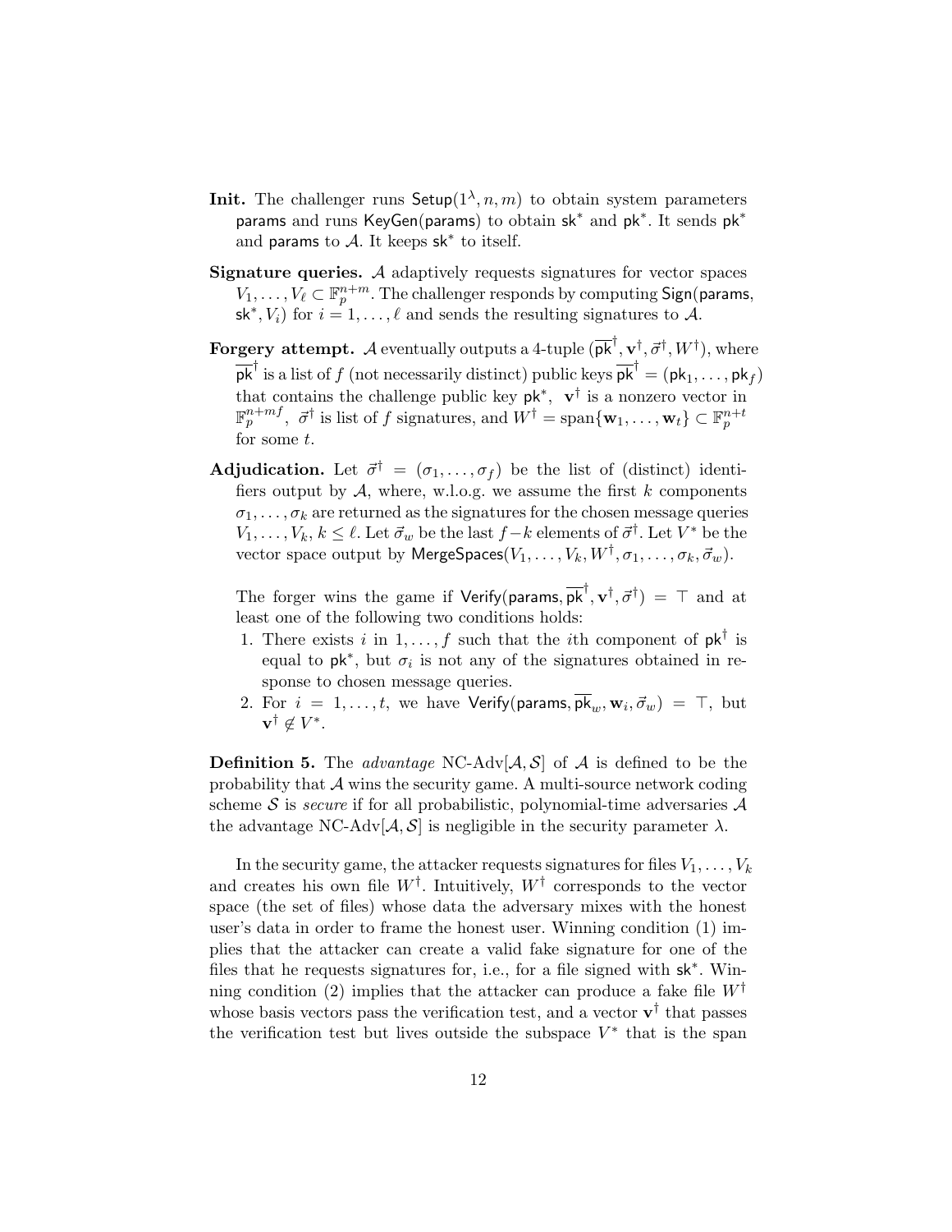**Init.** The challenger runs $\mathsf{Setup}(1^\lambda, n, m)$ to obtain system parameters $\mathsf{params}$ and runs $\mathsf{KeyGen}(\mathsf{params})$ to obtain $\mathsf{sk}^*$ and $\mathsf{pk}^*$. It sends $\mathsf{pk}^*$ and $\mathsf{params}$ to $\mathcal{A}$. It keeps $\mathsf{sk}^*$ to itself.

**Signature queries.** $\mathcal{A}$ adaptively requests signatures for vector spaces $V_1, \ldots, V_\ell \subset \mathbb{F}_p^{n+m}$. The challenger responds by computing $\mathsf{Sign}(\mathsf{params}, \mathsf{sk}^*, V_i)$ for $i = 1, \ldots, \ell$ and sends the resulting signatures to $\mathcal{A}$.

**Forgery attempt.** $\mathcal{A}$ eventually outputs a 4-tuple $(\overline{\mathsf{pk}}^\dagger, \mathbf{v}^\dagger, \vec{\sigma}^\dagger, W^\dagger)$, where $\overline{\mathsf{pk}}^\dagger$ is a list of $f$ (not necessarily distinct) public keys $\overline{\mathsf{pk}}^\dagger = (\mathsf{pk}_1, \ldots, \mathsf{pk}_f)$ that contains the challenge public key $\mathsf{pk}^*$, $\mathbf{v}^\dagger$ is a nonzero vector in $\mathbb{F}_p^{n+mf}$, $\vec{\sigma}^\dagger$ is list of $f$ signatures, and $W^\dagger = \text{span}\{\mathbf{w}_1, \ldots, \mathbf{w}_t\} \subset \mathbb{F}_p^{n+t}$ for some $t$.

**Adjudication.** Let $\vec{\sigma}^\dagger = (\sigma_1, \ldots, \sigma_f)$ be the list of (distinct) identifiers output by $\mathcal{A}$, where, w.l.o.g. we assume the first $k$ components $\sigma_1, \ldots, \sigma_k$ are returned as the signatures for the chosen message queries $V_1, \ldots, V_k$, $k \leq \ell$. Let $\vec{\sigma}_w$ be the last $f-k$ elements of $\vec{\sigma}^\dagger$. Let $V^*$ be the vector space output by $\mathsf{MergeSpaces}(V_1, \ldots, V_k, W^\dagger, \sigma_1, \ldots, \sigma_k, \vec{\sigma}_w)$.

The forger wins the game if $\mathsf{Verify}(\mathsf{params}, \overline{\mathsf{pk}}^\dagger, \mathbf{v}^\dagger, \vec{\sigma}^\dagger) = \top$ and at least one of the following two conditions holds:

1. There exists $i$ in $1, \ldots, f$ such that the $i$th component of $\mathsf{pk}^\dagger$ is equal to $\mathsf{pk}^*$, but $\sigma_i$ is not any of the signatures obtained in response to chosen message queries.
2. For $i = 1, \ldots, t$, we have $\mathsf{Verify}(\mathsf{params}, \overline{\mathsf{pk}}_w, \mathbf{w}_i, \vec{\sigma}_w) = \top$, but $\mathbf{v}^\dagger \notin V^*$.

**Definition 5.** The *advantage* NC-Adv$[\mathcal{A}, \mathcal{S}]$ of $\mathcal{A}$ is defined to be the probability that $\mathcal{A}$ wins the security game. A multi-source network coding scheme $\mathcal{S}$ is *secure* if for all probabilistic, polynomial-time adversaries $\mathcal{A}$ the advantage NC-Adv$[\mathcal{A}, \mathcal{S}]$ is negligible in the security parameter $\lambda$.

In the security game, the attacker requests signatures for files $V_1, \ldots, V_k$ and creates his own file $W^\dagger$. Intuitively, $W^\dagger$ corresponds to the vector space (the set of files) whose data the adversary mixes with the honest user's data in order to frame the honest user. Winning condition (1) implies that the attacker can create a valid fake signature for one of the files that he requests signatures for, i.e., for a file signed with $\mathsf{sk}^*$. Winning condition (2) implies that the attacker can produce a fake file $W^\dagger$ whose basis vectors pass the verification test, and a vector $\mathbf{v}^\dagger$ that passes the verification test but lives outside the subspace $V^*$ that is the span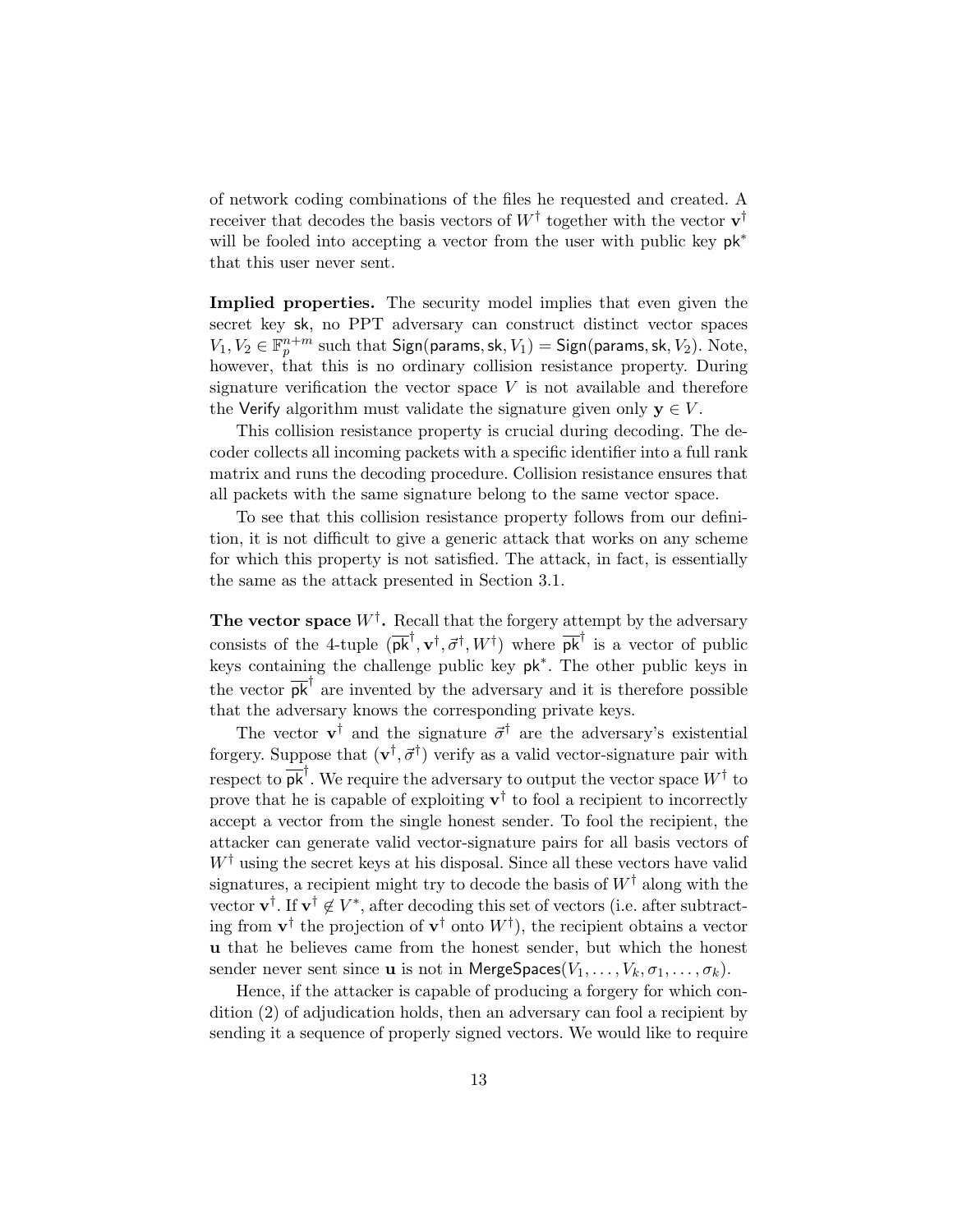of network coding combinations of the files he requested and created. A receiver that decodes the basis vectors of $W^\dagger$ together with the vector $\mathbf{v}^\dagger$ will be fooled into accepting a vector from the user with public key $\mathsf{pk}^*$ that this user never sent.

**Implied properties.** The security model implies that even given the secret key $\mathsf{sk}$, no PPT adversary can construct distinct vector spaces $V_1, V_2 \in \mathbb{F}_p^{n+m}$ such that $\mathsf{Sign}(\mathsf{params}, \mathsf{sk}, V_1) = \mathsf{Sign}(\mathsf{params}, \mathsf{sk}, V_2)$. Note, however, that this is no ordinary collision resistance property. During signature verification the vector space $V$ is not available and therefore the $\mathsf{Verify}$ algorithm must validate the signature given only $\mathbf{y} \in V$.

This collision resistance property is crucial during decoding. The decoder collects all incoming packets with a specific identifier into a full rank matrix and runs the decoding procedure. Collision resistance ensures that all packets with the same signature belong to the same vector space.

To see that this collision resistance property follows from our definition, it is not difficult to give a generic attack that works on any scheme for which this property is not satisfied. The attack, in fact, is essentially the same as the attack presented in Section 3.1.

**The vector space $W^\dagger$.** Recall that the forgery attempt by the adversary consists of the 4-tuple $(\overline{\mathsf{pk}}^\dagger, \mathbf{v}^\dagger, \vec{\sigma}^\dagger, W^\dagger)$ where $\overline{\mathsf{pk}}^\dagger$ is a vector of public keys containing the challenge public key $\mathsf{pk}^*$. The other public keys in the vector $\overline{\mathsf{pk}}^\dagger$ are invented by the adversary and it is therefore possible that the adversary knows the corresponding private keys.

The vector $\mathbf{v}^\dagger$ and the signature $\vec{\sigma}^\dagger$ are the adversary's existential forgery. Suppose that $(\mathbf{v}^\dagger, \vec{\sigma}^\dagger)$ verify as a valid vector-signature pair with respect to $\overline{\mathsf{pk}}^\dagger$. We require the adversary to output the vector space $W^\dagger$ to prove that he is capable of exploiting $\mathbf{v}^\dagger$ to fool a recipient to incorrectly accept a vector from the single honest sender. To fool the recipient, the attacker can generate valid vector-signature pairs for all basis vectors of $W^\dagger$ using the secret keys at his disposal. Since all these vectors have valid signatures, a recipient might try to decode the basis of $W^\dagger$ along with the vector $\mathbf{v}^\dagger$. If $\mathbf{v}^\dagger \notin V^*$, after decoding this set of vectors (i.e. after subtracting from $\mathbf{v}^\dagger$ the projection of $\mathbf{v}^\dagger$ onto $W^\dagger$), the recipient obtains a vector $\mathbf{u}$ that he believes came from the honest sender, but which the honest sender never sent since $\mathbf{u}$ is not in $\mathsf{MergeSpaces}(V_1, \ldots, V_k, \sigma_1, \ldots, \sigma_k)$.

Hence, if the attacker is capable of producing a forgery for which condition (2) of adjudication holds, then an adversary can fool a recipient by sending it a sequence of properly signed vectors. We would like to require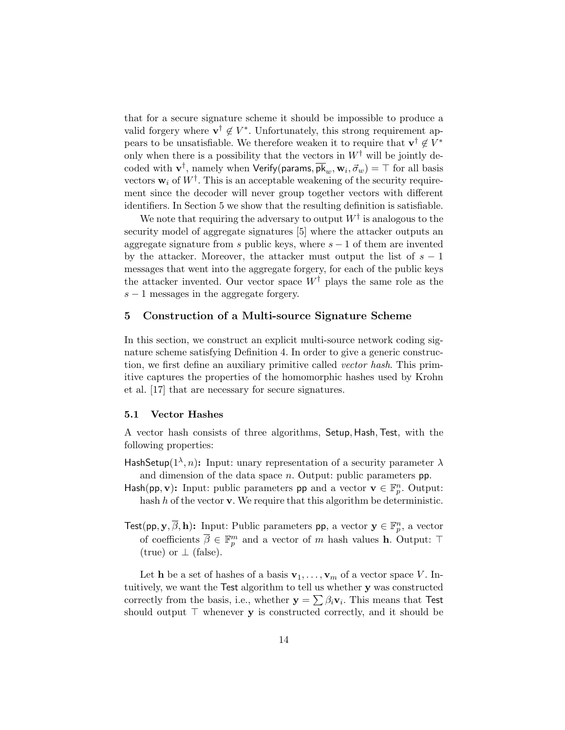that for a secure signature scheme it should be impossible to produce a valid forgery where $\mathbf{v}^\dagger \notin V^*$. Unfortunately, this strong requirement appears to be unsatisfiable. We therefore weaken it to require that $\mathbf{v}^\dagger \notin V^*$ only when there is a possibility that the vectors in $W^\dagger$ will be jointly decoded with $\mathbf{v}^\dagger$, namely when $\mathsf{Verify}(\mathsf{params}, \overline{\mathsf{pk}}_w, \mathbf{w}_i, \vec{\sigma}_w) = \top$ for all basis vectors $\mathbf{w}_i$ of $W^\dagger$. This is an acceptable weakening of the security requirement since the decoder will never group together vectors with different identifiers. In Section 5 we show that the resulting definition is satisfiable.

We note that requiring the adversary to output $W^\dagger$ is analogous to the security model of aggregate signatures [5] where the attacker outputs an aggregate signature from $s$ public keys, where $s-1$ of them are invented by the attacker. Moreover, the attacker must output the list of $s-1$ messages that went into the aggregate forgery, for each of the public keys the attacker invented. Our vector space $W^\dagger$ plays the same role as the $s-1$ messages in the aggregate forgery.

## 5 Construction of a Multi-source Signature Scheme

In this section, we construct an explicit multi-source network coding signature scheme satisfying Definition 4. In order to give a generic construction, we first define an auxiliary primitive called *vector hash*. This primitive captures the properties of the homomorphic hashes used by Krohn et al. [17] that are necessary for secure signatures.

### 5.1 Vector Hashes

A vector hash consists of three algorithms, $\mathsf{Setup}, \mathsf{Hash}, \mathsf{Test}$, with the following properties:

**$\mathsf{HashSetup}(1^\lambda, n)$:** Input: unary representation of a security parameter $\lambda$ and dimension of the data space $n$. Output: public parameters $\mathsf{pp}$.

**$\mathsf{Hash}(\mathsf{pp}, \mathbf{v})$:** Input: public parameters $\mathsf{pp}$ and a vector $\mathbf{v} \in \mathbb{F}_p^n$. Output: hash $h$ of the vector $\mathbf{v}$. We require that this algorithm be deterministic.

**$\mathsf{Test}(\mathsf{pp}, \mathbf{y}, \overline{\beta}, \mathbf{h})$:** Input: Public parameters $\mathsf{pp}$, a vector $\mathbf{y} \in \mathbb{F}_p^n$, a vector of coefficients $\overline{\beta} \in \mathbb{F}_p^m$ and a vector of $m$ hash values $\mathbf{h}$. Output: $\top$ (true) or $\perp$ (false).

Let $\mathbf{h}$ be a set of hashes of a basis $\mathbf{v}_1, \ldots, \mathbf{v}_m$ of a vector space $V$. Intuitively, we want the $\mathsf{Test}$ algorithm to tell us whether $\mathbf{y}$ was constructed correctly from the basis, i.e., whether $\mathbf{y} = \sum \beta_i \mathbf{v}_i$. This means that $\mathsf{Test}$ should output $\top$ whenever $\mathbf{y}$ is constructed correctly, and it should be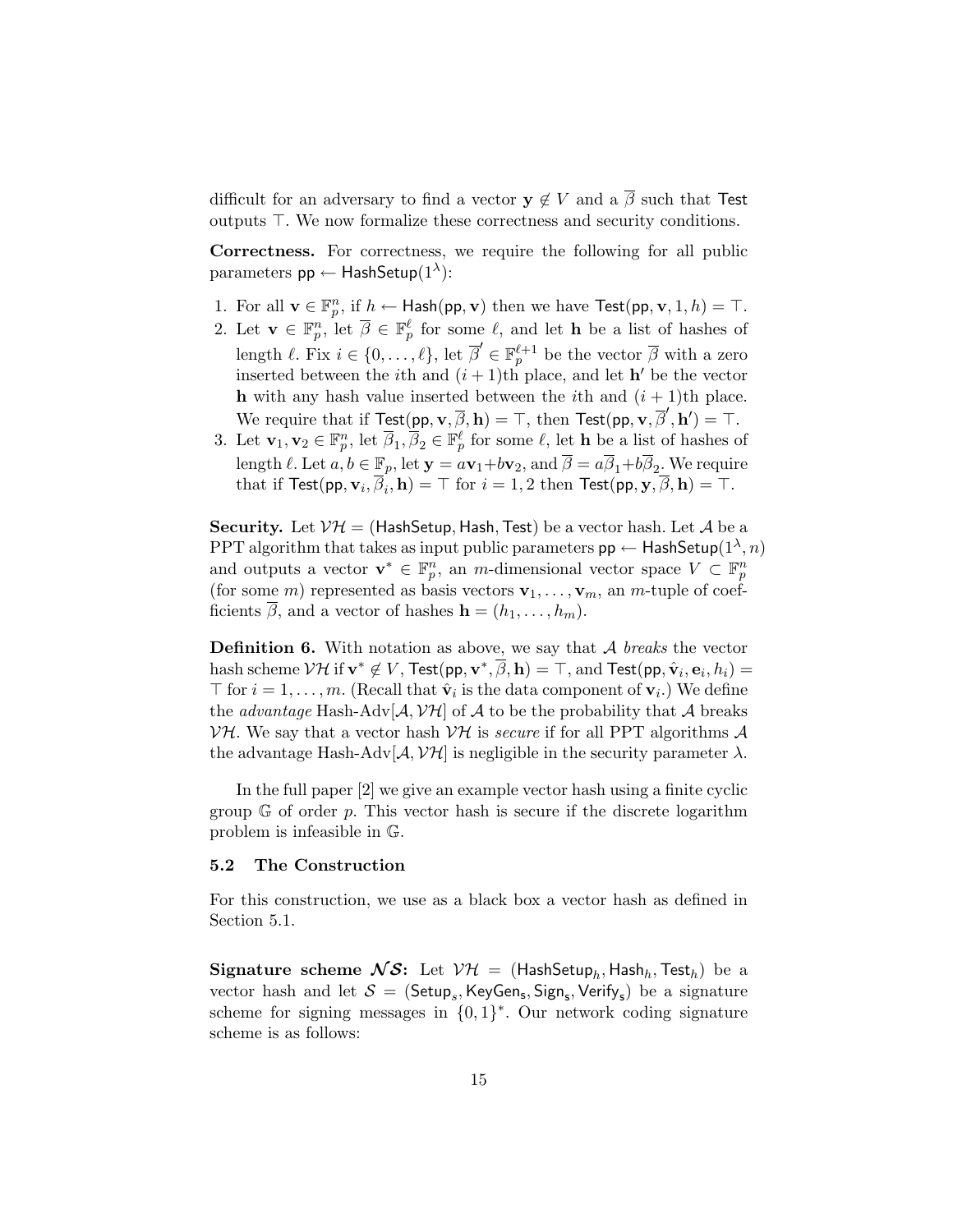difficult for an adversary to find a vector $\mathbf{y} \notin V$ and a $\overline{\beta}$ such that $\mathsf{Test}$ outputs $\top$. We now formalize these correctness and security conditions.

**Correctness.** For correctness, we require the following for all public parameters $\mathsf{pp} \leftarrow \mathsf{HashSetup}(1^\lambda)$:

1. For all $\mathbf{v} \in \mathbb{F}_p^n$, if $h \leftarrow \mathsf{Hash}(\mathsf{pp}, \mathbf{v})$ then we have $\mathsf{Test}(\mathsf{pp}, \mathbf{v}, 1, h) = \top$.
2. Let $\mathbf{v} \in \mathbb{F}_p^n$, let $\overline{\beta} \in \mathbb{F}_p^\ell$ for some $\ell$, and let $\mathbf{h}$ be a list of hashes of length $\ell$. Fix $i \in \{0, \ldots, \ell\}$, let $\overline{\beta}' \in \mathbb{F}_p^{\ell+1}$ be the vector $\overline{\beta}$ with a zero inserted between the $i$th and $(i+1)$th place, and let $\mathbf{h}'$ be the vector $\mathbf{h}$ with any hash value inserted between the $i$th and $(i+1)$th place. We require that if $\mathsf{Test}(\mathsf{pp}, \mathbf{v}, \overline{\beta}, \mathbf{h}) = \top$, then $\mathsf{Test}(\mathsf{pp}, \mathbf{v}, \overline{\beta}', \mathbf{h}') = \top$.
3. Let $\mathbf{v}_1, \mathbf{v}_2 \in \mathbb{F}_p^n$, let $\overline{\beta}_1, \overline{\beta}_2 \in \mathbb{F}_p^\ell$ for some $\ell$, let $\mathbf{h}$ be a list of hashes of length $\ell$. Let $a, b \in \mathbb{F}_p$, let $\mathbf{y} = a\mathbf{v}_1 + b\mathbf{v}_2$, and $\overline{\beta} = a\overline{\beta}_1 + b\overline{\beta}_2$. We require that if $\mathsf{Test}(\mathsf{pp}, \mathbf{v}_i, \overline{\beta}_i, \mathbf{h}) = \top$ for $i = 1, 2$ then $\mathsf{Test}(\mathsf{pp}, \mathbf{y}, \overline{\beta}, \mathbf{h}) = \top$.

**Security.** Let $\mathcal{VH} = (\mathsf{HashSetup}, \mathsf{Hash}, \mathsf{Test})$ be a vector hash. Let $\mathcal{A}$ be a PPT algorithm that takes as input public parameters $\mathsf{pp} \leftarrow \mathsf{HashSetup}(1^\lambda, n)$ and outputs a vector $\mathbf{v}^* \in \mathbb{F}_p^n$, an $m$-dimensional vector space $V \subset \mathbb{F}_p^n$ (for some $m$) represented as basis vectors $\mathbf{v}_1, \ldots, \mathbf{v}_m$, an $m$-tuple of coefficients $\overline{\beta}$, and a vector of hashes $\mathbf{h} = (h_1, \ldots, h_m)$.

**Definition 6.** With notation as above, we say that $\mathcal{A}$ *breaks* the vector hash scheme $\mathcal{VH}$ if $\mathbf{v}^* \notin V$, $\mathsf{Test}(\mathsf{pp}, \mathbf{v}^*, \overline{\beta}, \mathbf{h}) = \top$, and $\mathsf{Test}(\mathsf{pp}, \hat{\mathbf{v}}_i, \mathbf{e}_i, h_i) = \top$ for $i = 1, \ldots, m$. (Recall that $\hat{\mathbf{v}}_i$ is the data component of $\mathbf{v}_i$.) We define the *advantage* Hash-Adv$[\mathcal{A}, \mathcal{VH}]$ of $\mathcal{A}$ to be the probability that $\mathcal{A}$ breaks $\mathcal{VH}$. We say that a vector hash $\mathcal{VH}$ is *secure* if for all PPT algorithms $\mathcal{A}$ the advantage Hash-Adv$[\mathcal{A}, \mathcal{VH}]$ is negligible in the security parameter $\lambda$.

In the full paper [2] we give an example vector hash using a finite cyclic group $\mathbb{G}$ of order $p$. This vector hash is secure if the discrete logarithm problem is infeasible in $\mathbb{G}$.

### 5.2 The Construction

For this construction, we use as a black box a vector hash as defined in Section 5.1.

**Signature scheme $\mathcal{NS}$:** Let $\mathcal{VH} = (\mathsf{HashSetup}_h, \mathsf{Hash}_h, \mathsf{Test}_h)$ be a vector hash and let $\mathcal{S} = (\mathsf{Setup}_s, \mathsf{KeyGen_s}, \mathsf{Sign_s}, \mathsf{Verify_s})$ be a signature scheme for signing messages in $\{0,1\}^*$. Our network coding signature scheme is as follows: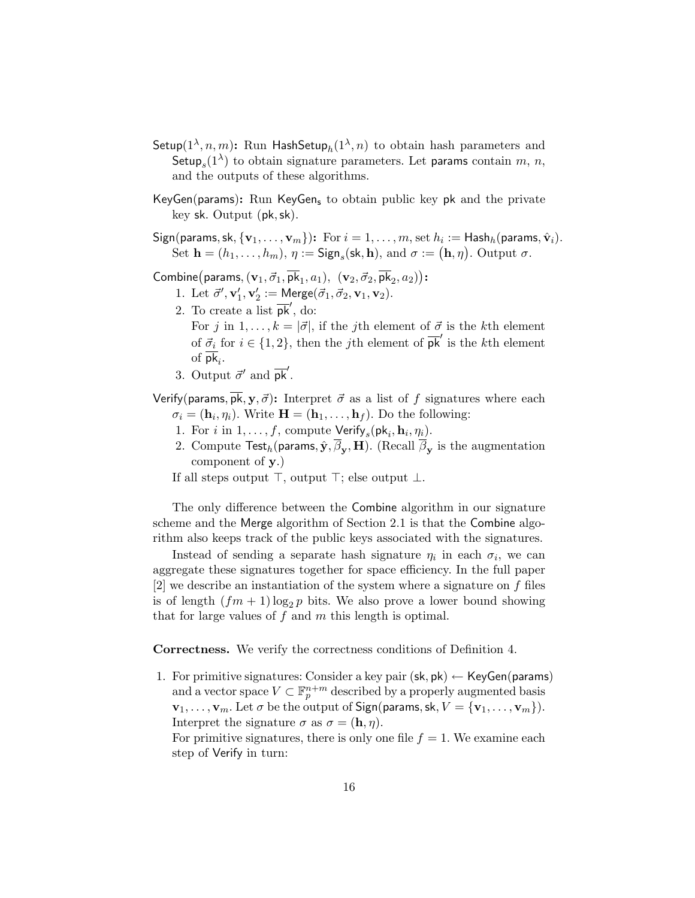**Setup**$(1^\lambda, n, m)$**:** Run $\mathsf{HashSetup}_h(1^\lambda, n)$ to obtain hash parameters and $\mathsf{Setup}_s(1^\lambda)$ to obtain signature parameters. Let $\mathsf{params}$ contain $m$, $n$, and the outputs of these algorithms.

**KeyGen**$(\mathsf{params})$**:** Run $\mathsf{KeyGen_s}$ to obtain public key $\mathsf{pk}$ and the private key $\mathsf{sk}$. Output $(\mathsf{pk}, \mathsf{sk})$.

**Sign**$(\mathsf{params}, \mathsf{sk}, \{\mathbf{v}_1, \ldots, \mathbf{v}_m\})$**:** For $i = 1, \ldots, m$, set $h_i := \mathsf{Hash}_h(\mathsf{params}, \hat{\mathbf{v}}_i)$. Set $\mathbf{h} = (h_1, \ldots, h_m)$, $\eta := \mathsf{Sign}_s(\mathsf{sk}, \mathbf{h})$, and $\sigma := (\mathbf{h}, \eta)$. Output $\sigma$.

**Combine**$\big(\mathsf{params}, (\mathbf{v}_1, \vec{\sigma}_1, \overline{\mathsf{pk}}_1, a_1),\ (\mathbf{v}_2, \vec{\sigma}_2, \overline{\mathsf{pk}}_2, a_2)\big)$**:**

1. Let $\vec{\sigma}', \mathbf{v}_1', \mathbf{v}_2' := \mathsf{Merge}(\vec{\sigma}_1, \vec{\sigma}_2, \mathbf{v}_1, \mathbf{v}_2)$.
2. To create a list $\overline{\mathsf{pk}}'$, do:
   For $j$ in $1, \ldots, k = |\vec{\sigma}|$, if the $j$th element of $\vec{\sigma}$ is the $k$th element of $\vec{\sigma}_i$ for $i \in \{1, 2\}$, then the $j$th element of $\overline{\mathsf{pk}}'$ is the $k$th element of $\overline{\mathsf{pk}}_i$.
3. Output $\vec{\sigma}'$ and $\overline{\mathsf{pk}}'$.

**Verify**$(\mathsf{params}, \overline{\mathsf{pk}}, \mathbf{y}, \vec{\sigma})$**:** Interpret $\vec{\sigma}$ as a list of $f$ signatures where each $\sigma_i = (\mathbf{h}_i, \eta_i)$. Write $\mathbf{H} = (\mathbf{h}_1, \ldots, \mathbf{h}_f)$. Do the following:

1. For $i$ in $1, \ldots, f$, compute $\mathsf{Verify}_s(\mathsf{pk}_i, \mathbf{h}_i, \eta_i)$.
2. Compute $\mathsf{Test}_h(\mathsf{params}, \hat{\mathbf{y}}, \overline{\beta}_{\mathbf{y}}, \mathbf{H})$. (Recall $\overline{\beta}_{\mathbf{y}}$ is the augmentation component of $\mathbf{y}$.)

If all steps output $\top$, output $\top$; else output $\perp$.

The only difference between the Combine algorithm in our signature scheme and the Merge algorithm of Section 2.1 is that the Combine algorithm also keeps track of the public keys associated with the signatures.

Instead of sending a separate hash signature $\eta_i$ in each $\sigma_i$, we can aggregate these signatures together for space efficiency. In the full paper [2] we describe an instantiation of the system where a signature on $f$ files is of length $(fm + 1)\log_2 p$ bits. We also prove a lower bound showing that for large values of $f$ and $m$ this length is optimal.

**Correctness.** We verify the correctness conditions of Definition 4.

1. For primitive signatures: Consider a key pair $(\mathsf{sk}, \mathsf{pk}) \leftarrow \mathsf{KeyGen}(\mathsf{params})$ and a vector space $V \subset \mathbb{F}_p^{n+m}$ described by a properly augmented basis $\mathbf{v}_1, \ldots, \mathbf{v}_m$. Let $\sigma$ be the output of $\mathsf{Sign}(\mathsf{params}, \mathsf{sk}, V = \{\mathbf{v}_1, \ldots, \mathbf{v}_m\})$. Interpret the signature $\sigma$ as $\sigma = (\mathbf{h}, \eta)$.
   For primitive signatures, there is only one file $f = 1$. We examine each step of Verify in turn: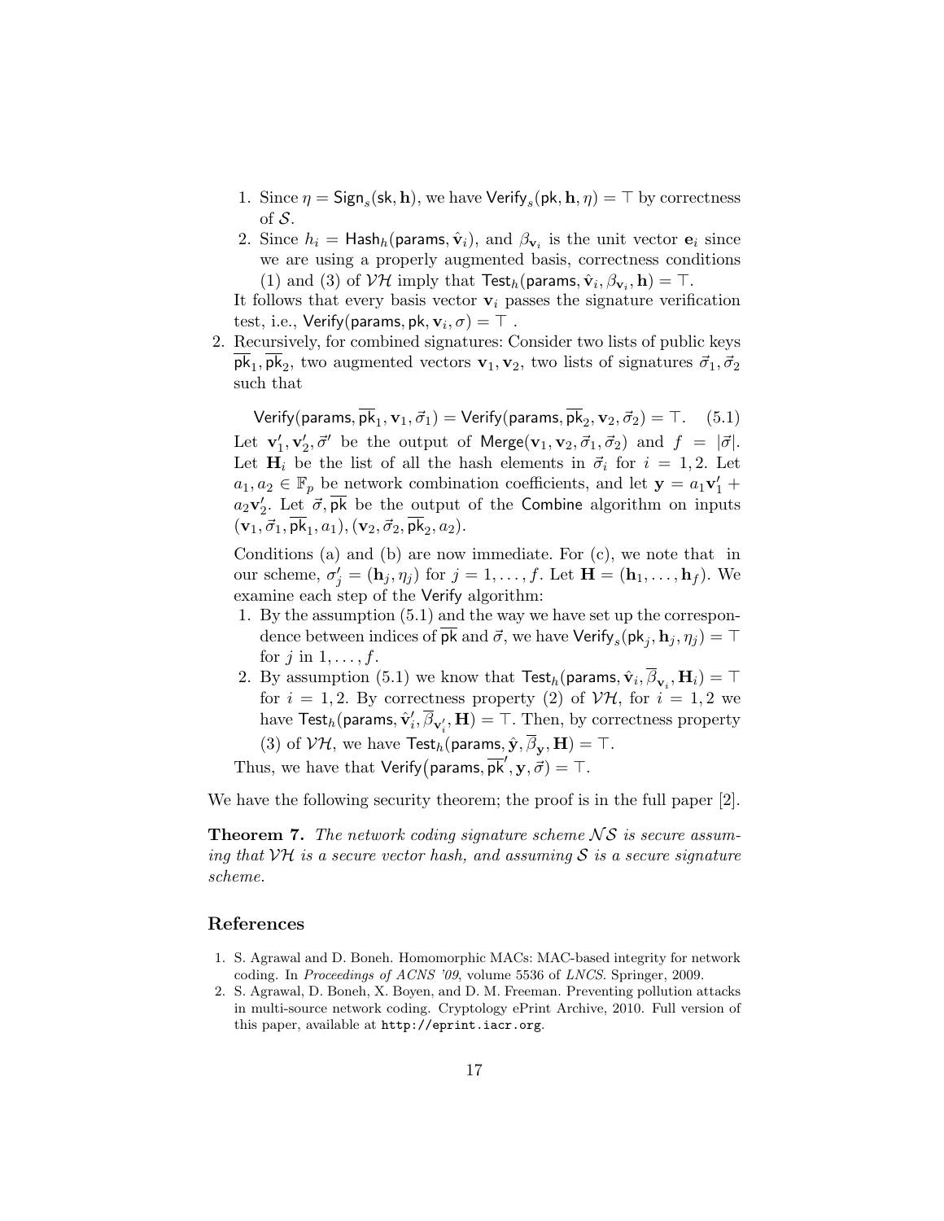1. Since $\eta = \mathsf{Sign}_s(\mathsf{sk}, \mathbf{h})$, we have $\mathsf{Verify}_s(\mathsf{pk}, \mathbf{h}, \eta) = \top$ by correctness of $\mathcal{S}$.
   2. Since $h_i = \mathsf{Hash}_h(\mathsf{params}, \hat{\mathbf{v}}_i)$, and $\beta_{\mathbf{v}_i}$ is the unit vector $\mathbf{e}_i$ since we are using a properly augmented basis, correctness conditions (1) and (3) of $\mathcal{VH}$ imply that $\mathsf{Test}_h(\mathsf{params}, \hat{\mathbf{v}}_i, \beta_{\mathbf{v}_i}, \mathbf{h}) = \top$.

   It follows that every basis vector $\mathbf{v}_i$ passes the signature verification test, i.e., $\mathsf{Verify}(\mathsf{params}, \mathsf{pk}, \mathbf{v}_i, \sigma) = \top$ .

2. Recursively, for combined signatures: Consider two lists of public keys $\overline{\mathsf{pk}}_1, \overline{\mathsf{pk}}_2$, two augmented vectors $\mathbf{v}_1, \mathbf{v}_2$, two lists of signatures $\vec{\sigma}_1, \vec{\sigma}_2$ such that

$$\mathsf{Verify}(\mathsf{params}, \overline{\mathsf{pk}}_1, \mathbf{v}_1, \vec{\sigma}_1) = \mathsf{Verify}(\mathsf{params}, \overline{\mathsf{pk}}_2, \mathbf{v}_2, \vec{\sigma}_2) = \top. \quad (5.1)$$

   Let $\mathbf{v}'_1, \mathbf{v}'_2, \vec{\sigma}'$ be the output of $\mathsf{Merge}(\mathbf{v}_1, \mathbf{v}_2, \vec{\sigma}_1, \vec{\sigma}_2)$ and $f = |\vec{\sigma}|$. Let $\mathbf{H}_i$ be the list of all the hash elements in $\vec{\sigma}_i$ for $i = 1, 2$. Let $a_1, a_2 \in \mathbb{F}_p$ be network combination coefficients, and let $\mathbf{y} = a_1\mathbf{v}'_1 + a_2\mathbf{v}'_2$. Let $\vec{\sigma}, \overline{\mathsf{pk}}$ be the output of the $\mathsf{Combine}$ algorithm on inputs $(\mathbf{v}_1, \vec{\sigma}_1, \overline{\mathsf{pk}}_1, a_1), (\mathbf{v}_2, \vec{\sigma}_2, \overline{\mathsf{pk}}_2, a_2)$.

   Conditions (a) and (b) are now immediate. For (c), we note that in our scheme, $\sigma'_j = (\mathbf{h}_j, \eta_j)$ for $j = 1, \ldots, f$. Let $\mathbf{H} = (\mathbf{h}_1, \ldots, \mathbf{h}_f)$. We examine each step of the $\mathsf{Verify}$ algorithm:

   1. By the assumption (5.1) and the way we have set up the correspondence between indices of $\overline{\mathsf{pk}}$ and $\vec{\sigma}$, we have $\mathsf{Verify}_s(\mathsf{pk}_j, \mathbf{h}_j, \eta_j) = \top$ for $j$ in $1, \ldots, f$.
   2. By assumption (5.1) we know that $\mathsf{Test}_h(\mathsf{params}, \hat{\mathbf{v}}_i, \overline{\beta}_{\mathbf{v}_i}, \mathbf{H}_i) = \top$ for $i = 1, 2$. By correctness property (2) of $\mathcal{VH}$, for $i = 1, 2$ we have $\mathsf{Test}_h(\mathsf{params}, \hat{\mathbf{v}}'_i, \overline{\beta}_{\mathbf{v}'_i}, \mathbf{H}) = \top$. Then, by correctness property (3) of $\mathcal{VH}$, we have $\mathsf{Test}_h(\mathsf{params}, \hat{\mathbf{y}}, \overline{\beta}_{\mathbf{y}}, \mathbf{H}) = \top$.

   Thus, we have that $\mathsf{Verify}(\mathsf{params}, \overline{\mathsf{pk}}', \mathbf{y}, \vec{\sigma}) = \top$.

We have the following security theorem; the proof is in the full paper [2].

**Theorem 7.** *The network coding signature scheme $\mathcal{NS}$ is secure assuming that $\mathcal{VH}$ is a secure vector hash, and assuming $\mathcal{S}$ is a secure signature scheme.*

## References

1. S. Agrawal and D. Boneh. Homomorphic MACs: MAC-based integrity for network coding. In *Proceedings of ACNS '09*, volume 5536 of *LNCS*. Springer, 2009.
2. S. Agrawal, D. Boneh, X. Boyen, and D. M. Freeman. Preventing pollution attacks in multi-source network coding. Cryptology ePrint Archive, 2010. Full version of this paper, available at `http://eprint.iacr.org`.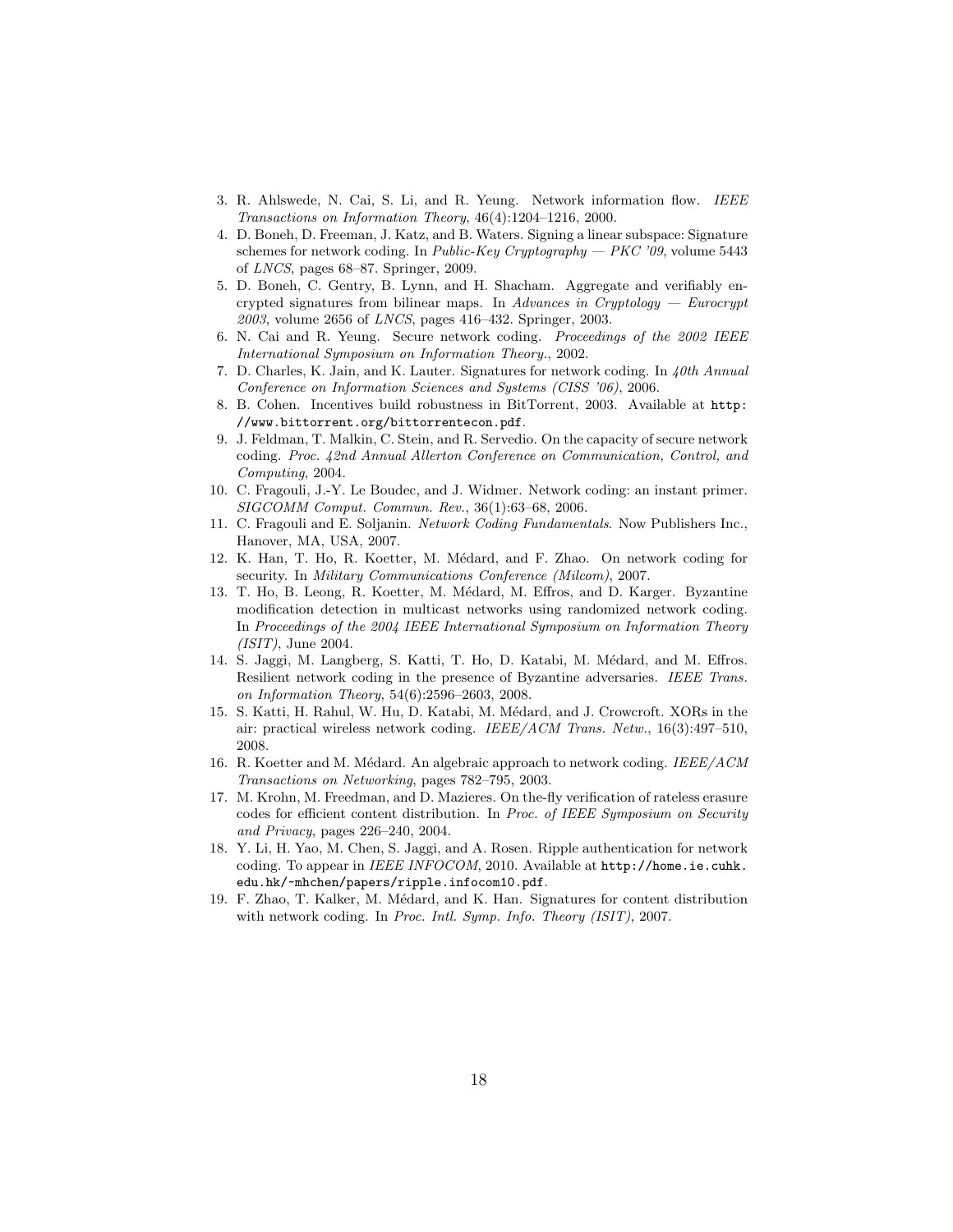3. R. Ahlswede, N. Cai, S. Li, and R. Yeung. Network information flow. *IEEE Transactions on Information Theory*, 46(4):1204–1216, 2000.
4. D. Boneh, D. Freeman, J. Katz, and B. Waters. Signing a linear subspace: Signature schemes for network coding. In *Public-Key Cryptography — PKC '09*, volume 5443 of *LNCS*, pages 68–87. Springer, 2009.
5. D. Boneh, C. Gentry, B. Lynn, and H. Shacham. Aggregate and verifiably encrypted signatures from bilinear maps. In *Advances in Cryptology — Eurocrypt 2003*, volume 2656 of *LNCS*, pages 416–432. Springer, 2003.
6. N. Cai and R. Yeung. Secure network coding. *Proceedings of the 2002 IEEE International Symposium on Information Theory.*, 2002.
7. D. Charles, K. Jain, and K. Lauter. Signatures for network coding. In *40th Annual Conference on Information Sciences and Systems (CISS '06)*, 2006.
8. B. Cohen. Incentives build robustness in BitTorrent, 2003. Available at `http://www.bittorrent.org/bittorrentecon.pdf`.
9. J. Feldman, T. Malkin, C. Stein, and R. Servedio. On the capacity of secure network coding. *Proc. 42nd Annual Allerton Conference on Communication, Control, and Computing*, 2004.
10. C. Fragouli, J.-Y. Le Boudec, and J. Widmer. Network coding: an instant primer. *SIGCOMM Comput. Commun. Rev.*, 36(1):63–68, 2006.
11. C. Fragouli and E. Soljanin. *Network Coding Fundamentals*. Now Publishers Inc., Hanover, MA, USA, 2007.
12. K. Han, T. Ho, R. Koetter, M. Médard, and F. Zhao. On network coding for security. In *Military Communications Conference (Milcom)*, 2007.
13. T. Ho, B. Leong, R. Koetter, M. Médard, M. Effros, and D. Karger. Byzantine modification detection in multicast networks using randomized network coding. In *Proceedings of the 2004 IEEE International Symposium on Information Theory (ISIT)*, June 2004.
14. S. Jaggi, M. Langberg, S. Katti, T. Ho, D. Katabi, M. Médard, and M. Effros. Resilient network coding in the presence of Byzantine adversaries. *IEEE Trans. on Information Theory*, 54(6):2596–2603, 2008.
15. S. Katti, H. Rahul, W. Hu, D. Katabi, M. Médard, and J. Crowcroft. XORs in the air: practical wireless network coding. *IEEE/ACM Trans. Netw.*, 16(3):497–510, 2008.
16. R. Koetter and M. Médard. An algebraic approach to network coding. *IEEE/ACM Transactions on Networking*, pages 782–795, 2003.
17. M. Krohn, M. Freedman, and D. Mazieres. On the-fly verification of rateless erasure codes for efficient content distribution. In *Proc. of IEEE Symposium on Security and Privacy*, pages 226–240, 2004.
18. Y. Li, H. Yao, M. Chen, S. Jaggi, and A. Rosen. Ripple authentication for network coding. To appear in *IEEE INFOCOM*, 2010. Available at `http://home.ie.cuhk.edu.hk/~mhchen/papers/ripple.infocom10.pdf`.
19. F. Zhao, T. Kalker, M. Médard, and K. Han. Signatures for content distribution with network coding. In *Proc. Intl. Symp. Info. Theory (ISIT)*, 2007.